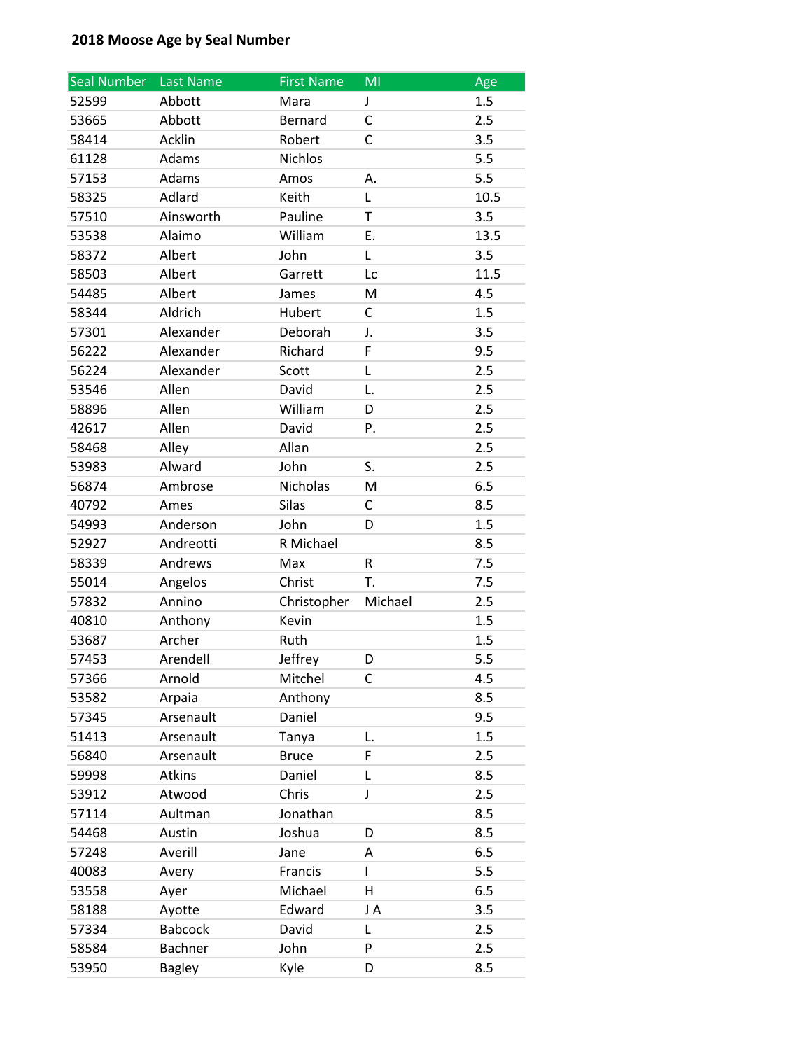# 2018 Moose Age by Seal Number

| Seal Number | Last Name | First Name | MI | Age |
|---|---|---|---|---|
| 52599 | Abbott | Mara | J | 1.5 |
| 53665 | Abbott | Bernard | C | 2.5 |
| 58414 | Acklin | Robert | C | 3.5 |
| 61128 | Adams | Nichlos | | 5.5 |
| 57153 | Adams | Amos | A. | 5.5 |
| 58325 | Adlard | Keith | L | 10.5 |
| 57510 | Ainsworth | Pauline | T | 3.5 |
| 53538 | Alaimo | William | E. | 13.5 |
| 58372 | Albert | John | L | 3.5 |
| 58503 | Albert | Garrett | Lc | 11.5 |
| 54485 | Albert | James | M | 4.5 |
| 58344 | Aldrich | Hubert | C | 1.5 |
| 57301 | Alexander | Deborah | J. | 3.5 |
| 56222 | Alexander | Richard | F | 9.5 |
| 56224 | Alexander | Scott | L | 2.5 |
| 53546 | Allen | David | L. | 2.5 |
| 58896 | Allen | William | D | 2.5 |
| 42617 | Allen | David | P. | 2.5 |
| 58468 | Alley | Allan | | 2.5 |
| 53983 | Alward | John | S. | 2.5 |
| 56874 | Ambrose | Nicholas | M | 6.5 |
| 40792 | Ames | Silas | C | 8.5 |
| 54993 | Anderson | John | D | 1.5 |
| 52927 | Andreotti | R Michael | | 8.5 |
| 58339 | Andrews | Max | R | 7.5 |
| 55014 | Angelos | Christ | T. | 7.5 |
| 57832 | Annino | Christopher | Michael | 2.5 |
| 40810 | Anthony | Kevin | | 1.5 |
| 53687 | Archer | Ruth | | 1.5 |
| 57453 | Arendell | Jeffrey | D | 5.5 |
| 57366 | Arnold | Mitchel | C | 4.5 |
| 53582 | Arpaia | Anthony | | 8.5 |
| 57345 | Arsenault | Daniel | | 9.5 |
| 51413 | Arsenault | Tanya | L. | 1.5 |
| 56840 | Arsenault | Bruce | F | 2.5 |
| 59998 | Atkins | Daniel | L | 8.5 |
| 53912 | Atwood | Chris | J | 2.5 |
| 57114 | Aultman | Jonathan | | 8.5 |
| 54468 | Austin | Joshua | D | 8.5 |
| 57248 | Averill | Jane | A | 6.5 |
| 40083 | Avery | Francis | I | 5.5 |
| 53558 | Ayer | Michael | H | 6.5 |
| 58188 | Ayotte | Edward | J A | 3.5 |
| 57334 | Babcock | David | L | 2.5 |
| 58584 | Bachner | John | P | 2.5 |
| 53950 | Bagley | Kyle | D | 8.5 |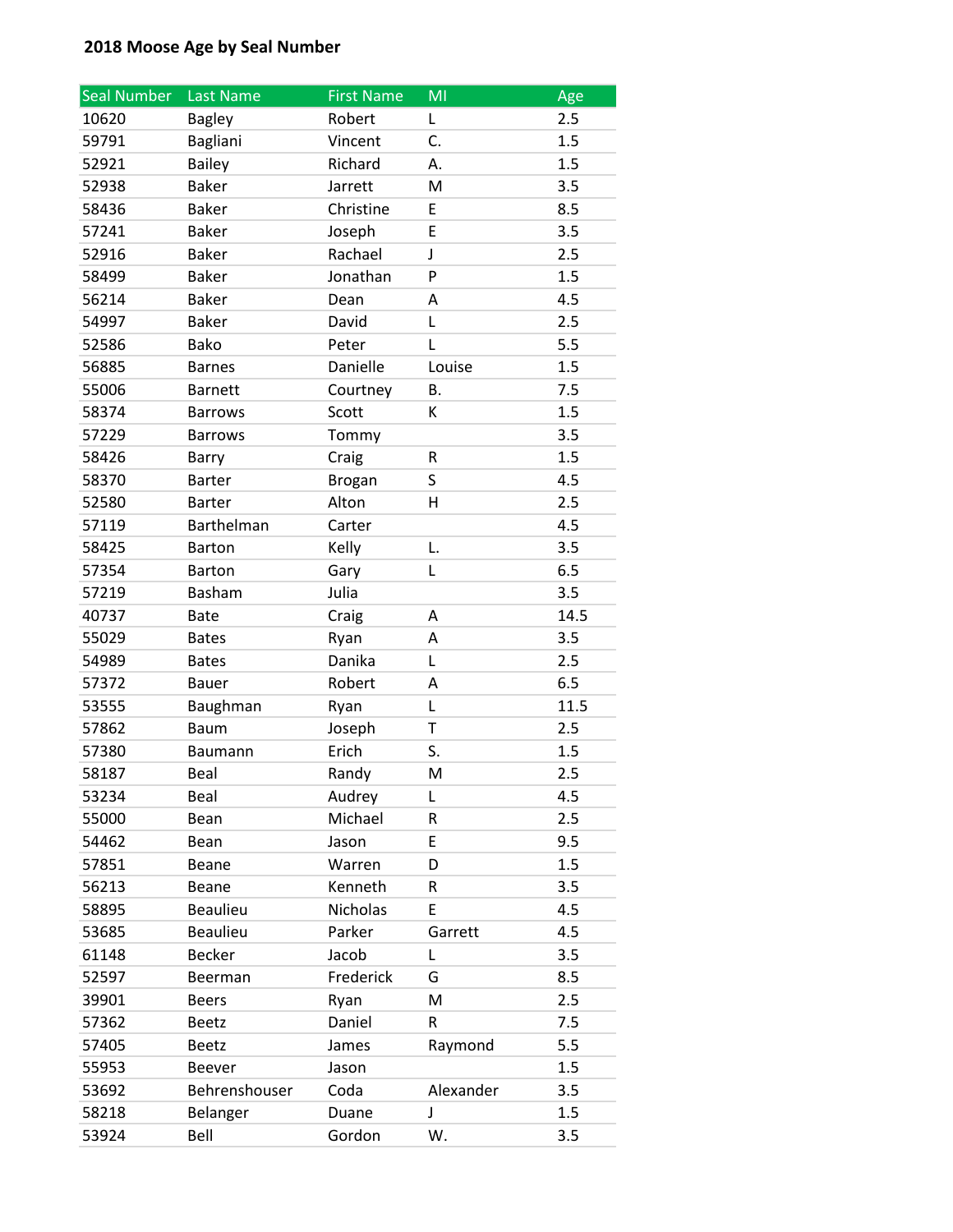**2018 Moose Age by Seal Number**

| Seal Number | Last Name | First Name | MI | Age |
|---|---|---|---|---|
| 10620 | Bagley | Robert | L | 2.5 |
| 59791 | Bagliani | Vincent | C. | 1.5 |
| 52921 | Bailey | Richard | A. | 1.5 |
| 52938 | Baker | Jarrett | M | 3.5 |
| 58436 | Baker | Christine | E | 8.5 |
| 57241 | Baker | Joseph | E | 3.5 |
| 52916 | Baker | Rachael | J | 2.5 |
| 58499 | Baker | Jonathan | P | 1.5 |
| 56214 | Baker | Dean | A | 4.5 |
| 54997 | Baker | David | L | 2.5 |
| 52586 | Bako | Peter | L | 5.5 |
| 56885 | Barnes | Danielle | Louise | 1.5 |
| 55006 | Barnett | Courtney | B. | 7.5 |
| 58374 | Barrows | Scott | K | 1.5 |
| 57229 | Barrows | Tommy | | 3.5 |
| 58426 | Barry | Craig | R | 1.5 |
| 58370 | Barter | Brogan | S | 4.5 |
| 52580 | Barter | Alton | H | 2.5 |
| 57119 | Barthelman | Carter | | 4.5 |
| 58425 | Barton | Kelly | L. | 3.5 |
| 57354 | Barton | Gary | L | 6.5 |
| 57219 | Basham | Julia | | 3.5 |
| 40737 | Bate | Craig | A | 14.5 |
| 55029 | Bates | Ryan | A | 3.5 |
| 54989 | Bates | Danika | L | 2.5 |
| 57372 | Bauer | Robert | A | 6.5 |
| 53555 | Baughman | Ryan | L | 11.5 |
| 57862 | Baum | Joseph | T | 2.5 |
| 57380 | Baumann | Erich | S. | 1.5 |
| 58187 | Beal | Randy | M | 2.5 |
| 53234 | Beal | Audrey | L | 4.5 |
| 55000 | Bean | Michael | R | 2.5 |
| 54462 | Bean | Jason | E | 9.5 |
| 57851 | Beane | Warren | D | 1.5 |
| 56213 | Beane | Kenneth | R | 3.5 |
| 58895 | Beaulieu | Nicholas | E | 4.5 |
| 53685 | Beaulieu | Parker | Garrett | 4.5 |
| 61148 | Becker | Jacob | L | 3.5 |
| 52597 | Beerman | Frederick | G | 8.5 |
| 39901 | Beers | Ryan | M | 2.5 |
| 57362 | Beetz | Daniel | R | 7.5 |
| 57405 | Beetz | James | Raymond | 5.5 |
| 55953 | Beever | Jason | | 1.5 |
| 53692 | Behrenshouser | Coda | Alexander | 3.5 |
| 58218 | Belanger | Duane | J | 1.5 |
| 53924 | Bell | Gordon | W. | 3.5 |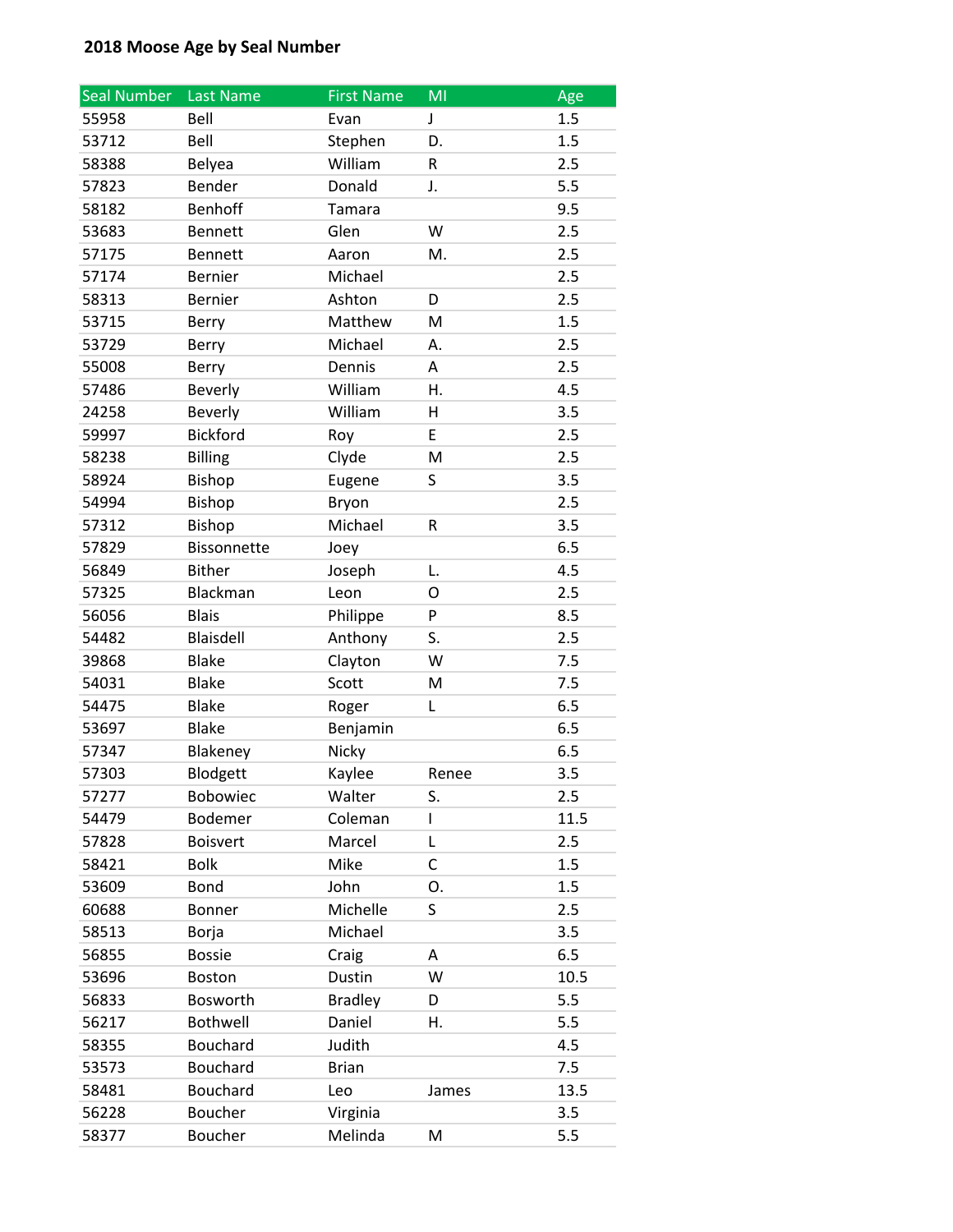**2018 Moose Age by Seal Number**

| Seal Number | Last Name | First Name | MI | Age |
|---|---|---|---|---|
| 55958 | Bell | Evan | J | 1.5 |
| 53712 | Bell | Stephen | D. | 1.5 |
| 58388 | Belyea | William | R | 2.5 |
| 57823 | Bender | Donald | J. | 5.5 |
| 58182 | Benhoff | Tamara | | 9.5 |
| 53683 | Bennett | Glen | W | 2.5 |
| 57175 | Bennett | Aaron | M. | 2.5 |
| 57174 | Bernier | Michael | | 2.5 |
| 58313 | Bernier | Ashton | D | 2.5 |
| 53715 | Berry | Matthew | M | 1.5 |
| 53729 | Berry | Michael | A. | 2.5 |
| 55008 | Berry | Dennis | A | 2.5 |
| 57486 | Beverly | William | H. | 4.5 |
| 24258 | Beverly | William | H | 3.5 |
| 59997 | Bickford | Roy | E | 2.5 |
| 58238 | Billing | Clyde | M | 2.5 |
| 58924 | Bishop | Eugene | S | 3.5 |
| 54994 | Bishop | Bryon | | 2.5 |
| 57312 | Bishop | Michael | R | 3.5 |
| 57829 | Bissonnette | Joey | | 6.5 |
| 56849 | Bither | Joseph | L. | 4.5 |
| 57325 | Blackman | Leon | O | 2.5 |
| 56056 | Blais | Philippe | P | 8.5 |
| 54482 | Blaisdell | Anthony | S. | 2.5 |
| 39868 | Blake | Clayton | W | 7.5 |
| 54031 | Blake | Scott | M | 7.5 |
| 54475 | Blake | Roger | L | 6.5 |
| 53697 | Blake | Benjamin | | 6.5 |
| 57347 | Blakeney | Nicky | | 6.5 |
| 57303 | Blodgett | Kaylee | Renee | 3.5 |
| 57277 | Bobowiec | Walter | S. | 2.5 |
| 54479 | Bodemer | Coleman | I | 11.5 |
| 57828 | Boisvert | Marcel | L | 2.5 |
| 58421 | Bolk | Mike | C | 1.5 |
| 53609 | Bond | John | O. | 1.5 |
| 60688 | Bonner | Michelle | S | 2.5 |
| 58513 | Borja | Michael | | 3.5 |
| 56855 | Bossie | Craig | A | 6.5 |
| 53696 | Boston | Dustin | W | 10.5 |
| 56833 | Bosworth | Bradley | D | 5.5 |
| 56217 | Bothwell | Daniel | H. | 5.5 |
| 58355 | Bouchard | Judith | | 4.5 |
| 53573 | Bouchard | Brian | | 7.5 |
| 58481 | Bouchard | Leo | James | 13.5 |
| 56228 | Boucher | Virginia | | 3.5 |
| 58377 | Boucher | Melinda | M | 5.5 |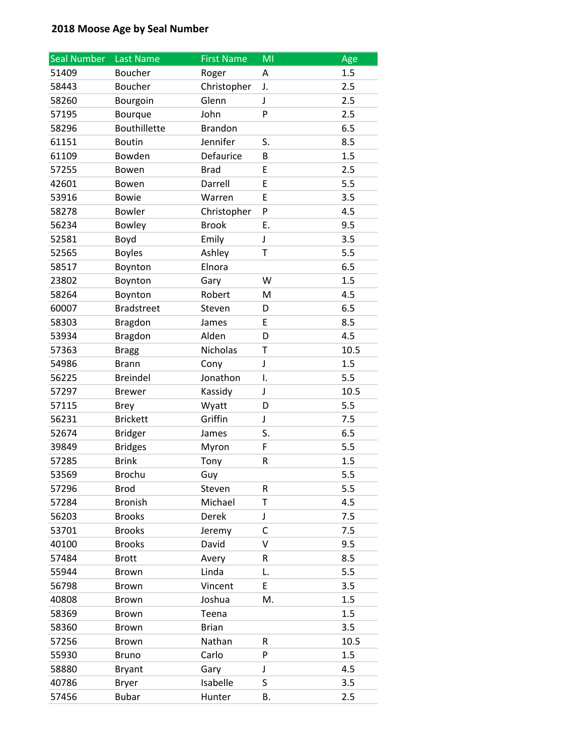**2018 Moose Age by Seal Number**

| Seal Number | Last Name | First Name | MI | Age |
|---|---|---|---|---|
| 51409 | Boucher | Roger | A | 1.5 |
| 58443 | Boucher | Christopher | J. | 2.5 |
| 58260 | Bourgoin | Glenn | J | 2.5 |
| 57195 | Bourque | John | P | 2.5 |
| 58296 | Bouthillette | Brandon | | 6.5 |
| 61151 | Boutin | Jennifer | S. | 8.5 |
| 61109 | Bowden | Defaurice | B | 1.5 |
| 57255 | Bowen | Brad | E | 2.5 |
| 42601 | Bowen | Darrell | E | 5.5 |
| 53916 | Bowie | Warren | E | 3.5 |
| 58278 | Bowler | Christopher | P | 4.5 |
| 56234 | Bowley | Brook | E. | 9.5 |
| 52581 | Boyd | Emily | J | 3.5 |
| 52565 | Boyles | Ashley | T | 5.5 |
| 58517 | Boynton | Elnora | | 6.5 |
| 23802 | Boynton | Gary | W | 1.5 |
| 58264 | Boynton | Robert | M | 4.5 |
| 60007 | Bradstreet | Steven | D | 6.5 |
| 58303 | Bragdon | James | E | 8.5 |
| 53934 | Bragdon | Alden | D | 4.5 |
| 57363 | Bragg | Nicholas | T | 10.5 |
| 54986 | Brann | Cony | J | 1.5 |
| 56225 | Breindel | Jonathon | I. | 5.5 |
| 57297 | Brewer | Kassidy | J | 10.5 |
| 57115 | Brey | Wyatt | D | 5.5 |
| 56231 | Brickett | Griffin | J | 7.5 |
| 52674 | Bridger | James | S. | 6.5 |
| 39849 | Bridges | Myron | F | 5.5 |
| 57285 | Brink | Tony | R | 1.5 |
| 53569 | Brochu | Guy | | 5.5 |
| 57296 | Brod | Steven | R | 5.5 |
| 57284 | Bronish | Michael | T | 4.5 |
| 56203 | Brooks | Derek | J | 7.5 |
| 53701 | Brooks | Jeremy | C | 7.5 |
| 40100 | Brooks | David | V | 9.5 |
| 57484 | Brott | Avery | R | 8.5 |
| 55944 | Brown | Linda | L. | 5.5 |
| 56798 | Brown | Vincent | E | 3.5 |
| 40808 | Brown | Joshua | M. | 1.5 |
| 58369 | Brown | Teena | | 1.5 |
| 58360 | Brown | Brian | | 3.5 |
| 57256 | Brown | Nathan | R | 10.5 |
| 55930 | Bruno | Carlo | P | 1.5 |
| 58880 | Bryant | Gary | J | 4.5 |
| 40786 | Bryer | Isabelle | S | 3.5 |
| 57456 | Bubar | Hunter | B. | 2.5 |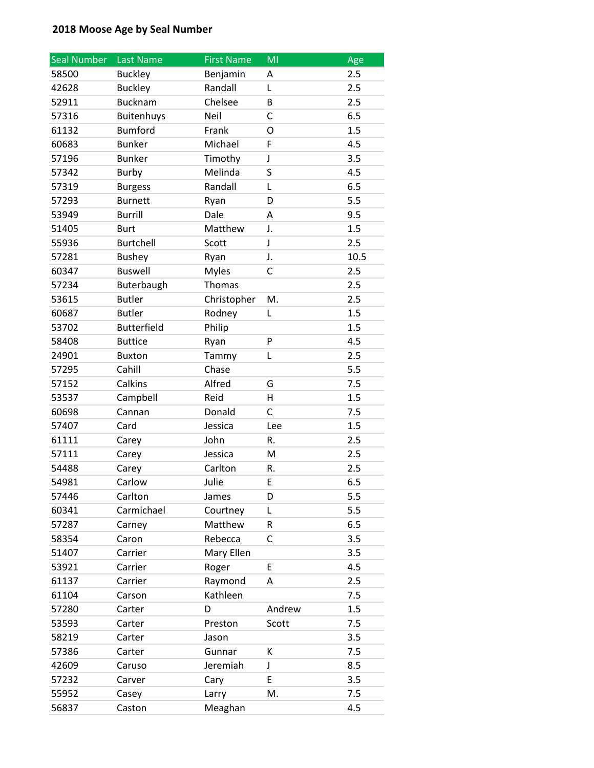**2018 Moose Age by Seal Number**

| Seal Number | Last Name | First Name | MI | Age |
|---|---|---|---|---|
| 58500 | Buckley | Benjamin | A | 2.5 |
| 42628 | Buckley | Randall | L | 2.5 |
| 52911 | Bucknam | Chelsee | B | 2.5 |
| 57316 | Buitenhuys | Neil | C | 6.5 |
| 61132 | Bumford | Frank | O | 1.5 |
| 60683 | Bunker | Michael | F | 4.5 |
| 57196 | Bunker | Timothy | J | 3.5 |
| 57342 | Burby | Melinda | S | 4.5 |
| 57319 | Burgess | Randall | L | 6.5 |
| 57293 | Burnett | Ryan | D | 5.5 |
| 53949 | Burrill | Dale | A | 9.5 |
| 51405 | Burt | Matthew | J. | 1.5 |
| 55936 | Burtchell | Scott | J | 2.5 |
| 57281 | Bushey | Ryan | J. | 10.5 |
| 60347 | Buswell | Myles | C | 2.5 |
| 57234 | Buterbaugh | Thomas | | 2.5 |
| 53615 | Butler | Christopher | M. | 2.5 |
| 60687 | Butler | Rodney | L | 1.5 |
| 53702 | Butterfield | Philip | | 1.5 |
| 58408 | Buttice | Ryan | P | 4.5 |
| 24901 | Buxton | Tammy | L | 2.5 |
| 57295 | Cahill | Chase | | 5.5 |
| 57152 | Calkins | Alfred | G | 7.5 |
| 53537 | Campbell | Reid | H | 1.5 |
| 60698 | Cannan | Donald | C | 7.5 |
| 57407 | Card | Jessica | Lee | 1.5 |
| 61111 | Carey | John | R. | 2.5 |
| 57111 | Carey | Jessica | M | 2.5 |
| 54488 | Carey | Carlton | R. | 2.5 |
| 54981 | Carlow | Julie | E | 6.5 |
| 57446 | Carlton | James | D | 5.5 |
| 60341 | Carmichael | Courtney | L | 5.5 |
| 57287 | Carney | Matthew | R | 6.5 |
| 58354 | Caron | Rebecca | C | 3.5 |
| 51407 | Carrier | Mary Ellen | | 3.5 |
| 53921 | Carrier | Roger | E | 4.5 |
| 61137 | Carrier | Raymond | A | 2.5 |
| 61104 | Carson | Kathleen | | 7.5 |
| 57280 | Carter | D | Andrew | 1.5 |
| 53593 | Carter | Preston | Scott | 7.5 |
| 58219 | Carter | Jason | | 3.5 |
| 57386 | Carter | Gunnar | K | 7.5 |
| 42609 | Caruso | Jeremiah | J | 8.5 |
| 57232 | Carver | Cary | E | 3.5 |
| 55952 | Casey | Larry | M. | 7.5 |
| 56837 | Caston | Meaghan | | 4.5 |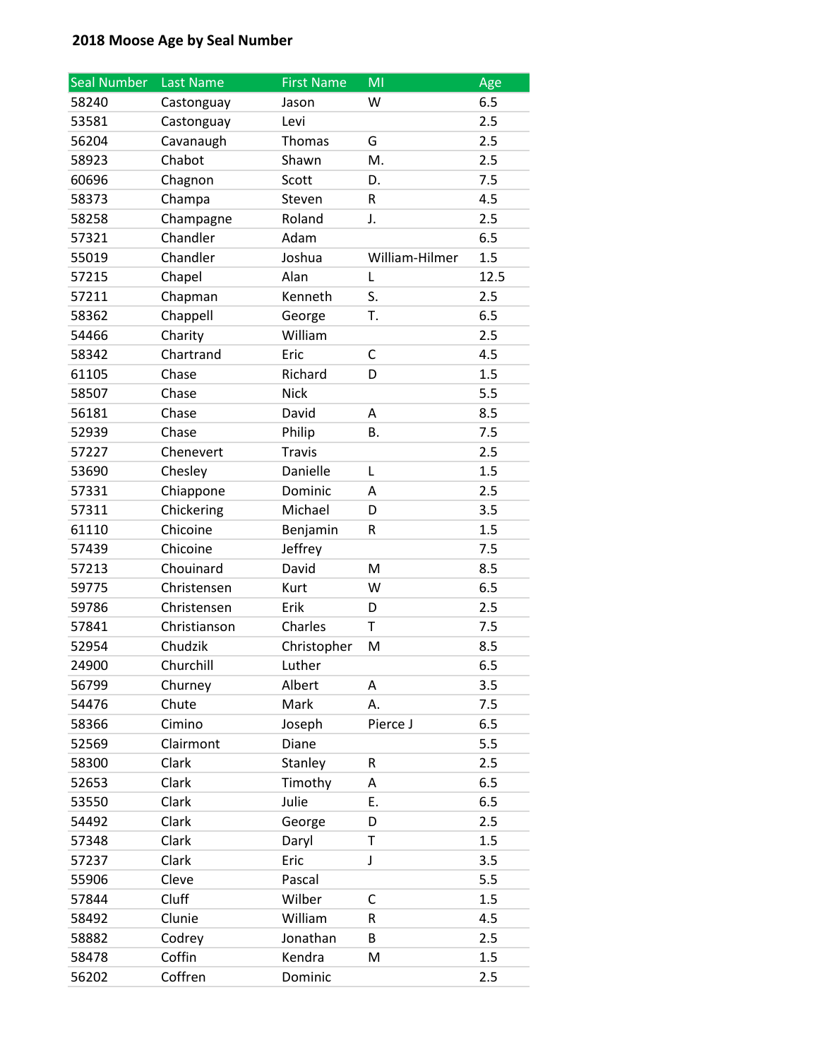**2018 Moose Age by Seal Number**

| Seal Number | Last Name | First Name | MI | Age |
|---|---|---|---|---|
| 58240 | Castonguay | Jason | W | 6.5 |
| 53581 | Castonguay | Levi | | 2.5 |
| 56204 | Cavanaugh | Thomas | G | 2.5 |
| 58923 | Chabot | Shawn | M. | 2.5 |
| 60696 | Chagnon | Scott | D. | 7.5 |
| 58373 | Champa | Steven | R | 4.5 |
| 58258 | Champagne | Roland | J. | 2.5 |
| 57321 | Chandler | Adam | | 6.5 |
| 55019 | Chandler | Joshua | William-Hilmer | 1.5 |
| 57215 | Chapel | Alan | L | 12.5 |
| 57211 | Chapman | Kenneth | S. | 2.5 |
| 58362 | Chappell | George | T. | 6.5 |
| 54466 | Charity | William | | 2.5 |
| 58342 | Chartrand | Eric | C | 4.5 |
| 61105 | Chase | Richard | D | 1.5 |
| 58507 | Chase | Nick | | 5.5 |
| 56181 | Chase | David | A | 8.5 |
| 52939 | Chase | Philip | B. | 7.5 |
| 57227 | Chenevert | Travis | | 2.5 |
| 53690 | Chesley | Danielle | L | 1.5 |
| 57331 | Chiappone | Dominic | A | 2.5 |
| 57311 | Chickering | Michael | D | 3.5 |
| 61110 | Chicoine | Benjamin | R | 1.5 |
| 57439 | Chicoine | Jeffrey | | 7.5 |
| 57213 | Chouinard | David | M | 8.5 |
| 59775 | Christensen | Kurt | W | 6.5 |
| 59786 | Christensen | Erik | D | 2.5 |
| 57841 | Christianson | Charles | T | 7.5 |
| 52954 | Chudzik | Christopher | M | 8.5 |
| 24900 | Churchill | Luther | | 6.5 |
| 56799 | Churney | Albert | A | 3.5 |
| 54476 | Chute | Mark | A. | 7.5 |
| 58366 | Cimino | Joseph | Pierce J | 6.5 |
| 52569 | Clairmont | Diane | | 5.5 |
| 58300 | Clark | Stanley | R | 2.5 |
| 52653 | Clark | Timothy | A | 6.5 |
| 53550 | Clark | Julie | E. | 6.5 |
| 54492 | Clark | George | D | 2.5 |
| 57348 | Clark | Daryl | T | 1.5 |
| 57237 | Clark | Eric | J | 3.5 |
| 55906 | Cleve | Pascal | | 5.5 |
| 57844 | Cluff | Wilber | C | 1.5 |
| 58492 | Clunie | William | R | 4.5 |
| 58882 | Codrey | Jonathan | B | 2.5 |
| 58478 | Coffin | Kendra | M | 1.5 |
| 56202 | Coffren | Dominic | | 2.5 |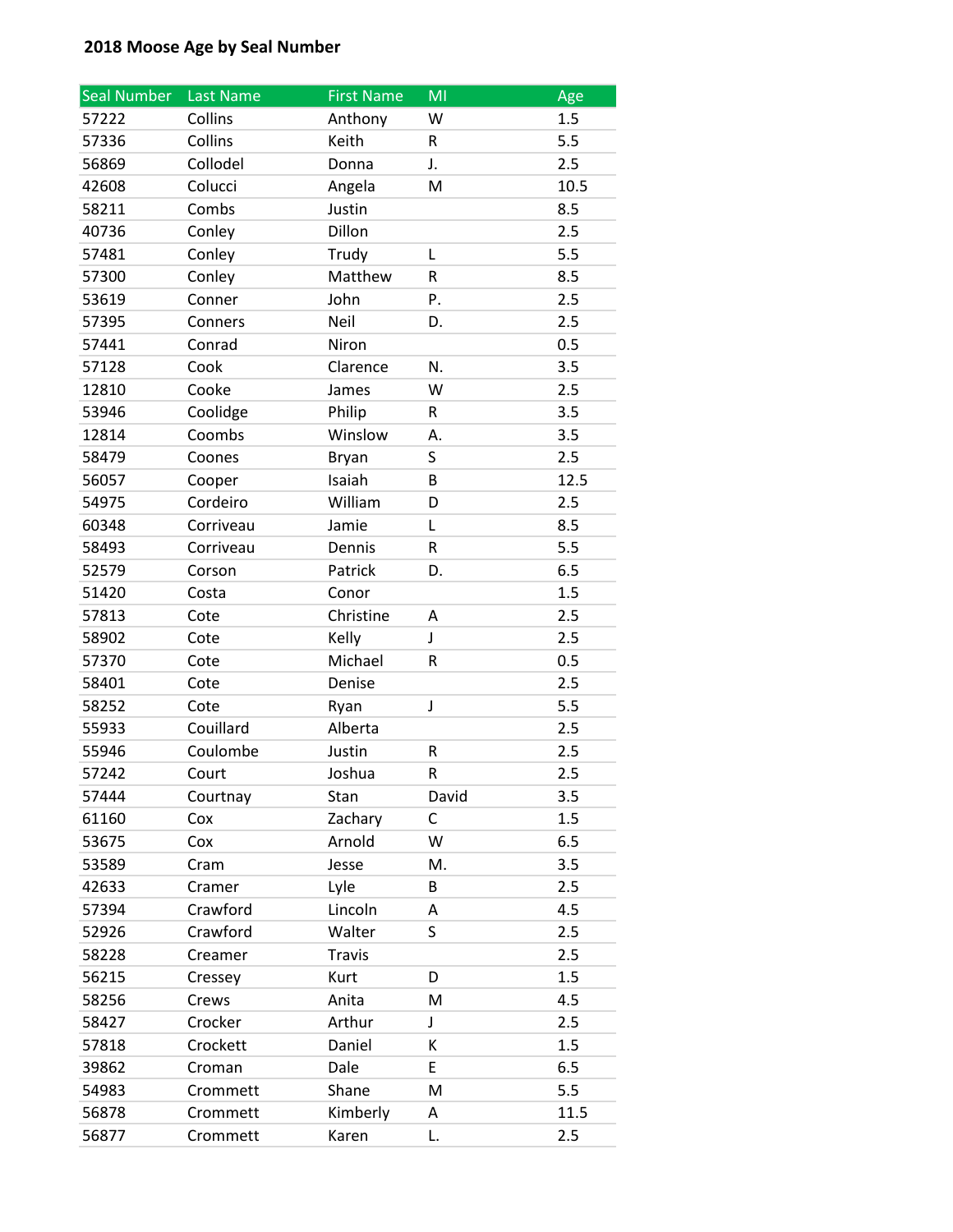**2018 Moose Age by Seal Number**

| Seal Number | Last Name | First Name | MI | Age |
|---|---|---|---|---|
| 57222 | Collins | Anthony | W | 1.5 |
| 57336 | Collins | Keith | R | 5.5 |
| 56869 | Collodel | Donna | J. | 2.5 |
| 42608 | Colucci | Angela | M | 10.5 |
| 58211 | Combs | Justin | | 8.5 |
| 40736 | Conley | Dillon | | 2.5 |
| 57481 | Conley | Trudy | L | 5.5 |
| 57300 | Conley | Matthew | R | 8.5 |
| 53619 | Conner | John | P. | 2.5 |
| 57395 | Conners | Neil | D. | 2.5 |
| 57441 | Conrad | Niron | | 0.5 |
| 57128 | Cook | Clarence | N. | 3.5 |
| 12810 | Cooke | James | W | 2.5 |
| 53946 | Coolidge | Philip | R | 3.5 |
| 12814 | Coombs | Winslow | A. | 3.5 |
| 58479 | Coones | Bryan | S | 2.5 |
| 56057 | Cooper | Isaiah | B | 12.5 |
| 54975 | Cordeiro | William | D | 2.5 |
| 60348 | Corriveau | Jamie | L | 8.5 |
| 58493 | Corriveau | Dennis | R | 5.5 |
| 52579 | Corson | Patrick | D. | 6.5 |
| 51420 | Costa | Conor | | 1.5 |
| 57813 | Cote | Christine | A | 2.5 |
| 58902 | Cote | Kelly | J | 2.5 |
| 57370 | Cote | Michael | R | 0.5 |
| 58401 | Cote | Denise | | 2.5 |
| 58252 | Cote | Ryan | J | 5.5 |
| 55933 | Couillard | Alberta | | 2.5 |
| 55946 | Coulombe | Justin | R | 2.5 |
| 57242 | Court | Joshua | R | 2.5 |
| 57444 | Courtnay | Stan | David | 3.5 |
| 61160 | Cox | Zachary | C | 1.5 |
| 53675 | Cox | Arnold | W | 6.5 |
| 53589 | Cram | Jesse | M. | 3.5 |
| 42633 | Cramer | Lyle | B | 2.5 |
| 57394 | Crawford | Lincoln | A | 4.5 |
| 52926 | Crawford | Walter | S | 2.5 |
| 58228 | Creamer | Travis | | 2.5 |
| 56215 | Cressey | Kurt | D | 1.5 |
| 58256 | Crews | Anita | M | 4.5 |
| 58427 | Crocker | Arthur | J | 2.5 |
| 57818 | Crockett | Daniel | K | 1.5 |
| 39862 | Croman | Dale | E | 6.5 |
| 54983 | Crommett | Shane | M | 5.5 |
| 56878 | Crommett | Kimberly | A | 11.5 |
| 56877 | Crommett | Karen | L. | 2.5 |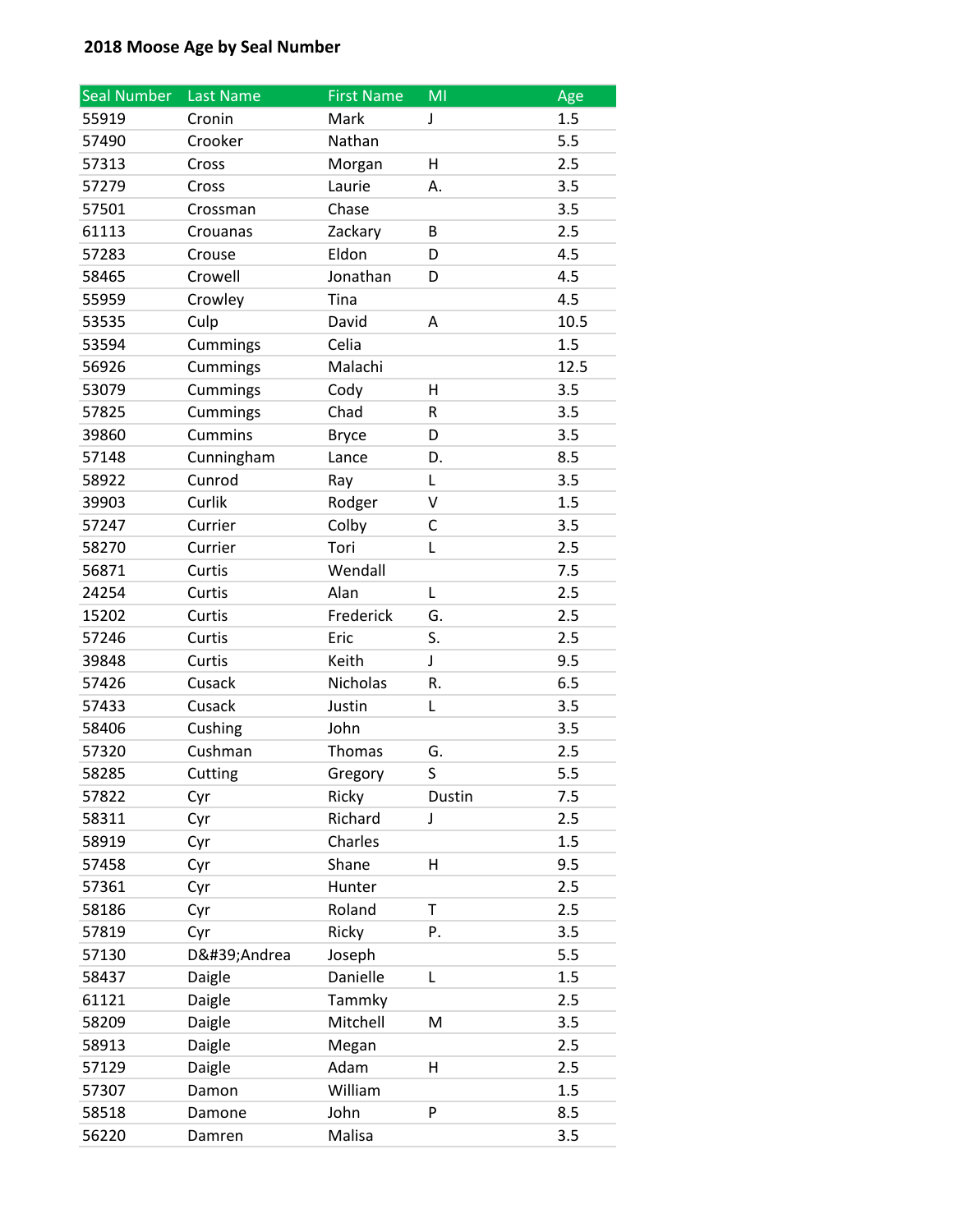**2018 Moose Age by Seal Number**

| Seal Number | Last Name | First Name | MI | Age |
|---|---|---|---|---|
| 55919 | Cronin | Mark | J | 1.5 |
| 57490 | Crooker | Nathan | | 5.5 |
| 57313 | Cross | Morgan | H | 2.5 |
| 57279 | Cross | Laurie | A. | 3.5 |
| 57501 | Crossman | Chase | | 3.5 |
| 61113 | Crouanas | Zackary | B | 2.5 |
| 57283 | Crouse | Eldon | D | 4.5 |
| 58465 | Crowell | Jonathan | D | 4.5 |
| 55959 | Crowley | Tina | | 4.5 |
| 53535 | Culp | David | A | 10.5 |
| 53594 | Cummings | Celia | | 1.5 |
| 56926 | Cummings | Malachi | | 12.5 |
| 53079 | Cummings | Cody | H | 3.5 |
| 57825 | Cummings | Chad | R | 3.5 |
| 39860 | Cummins | Bryce | D | 3.5 |
| 57148 | Cunningham | Lance | D. | 8.5 |
| 58922 | Cunrod | Ray | L | 3.5 |
| 39903 | Curlik | Rodger | V | 1.5 |
| 57247 | Currier | Colby | C | 3.5 |
| 58270 | Currier | Tori | L | 2.5 |
| 56871 | Curtis | Wendall | | 7.5 |
| 24254 | Curtis | Alan | L | 2.5 |
| 15202 | Curtis | Frederick | G. | 2.5 |
| 57246 | Curtis | Eric | S. | 2.5 |
| 39848 | Curtis | Keith | J | 9.5 |
| 57426 | Cusack | Nicholas | R. | 6.5 |
| 57433 | Cusack | Justin | L | 3.5 |
| 58406 | Cushing | John | | 3.5 |
| 57320 | Cushman | Thomas | G. | 2.5 |
| 58285 | Cutting | Gregory | S | 5.5 |
| 57822 | Cyr | Ricky | Dustin | 7.5 |
| 58311 | Cyr | Richard | J | 2.5 |
| 58919 | Cyr | Charles | | 1.5 |
| 57458 | Cyr | Shane | H | 9.5 |
| 57361 | Cyr | Hunter | | 2.5 |
| 58186 | Cyr | Roland | T | 2.5 |
| 57819 | Cyr | Ricky | P. | 3.5 |
| 57130 | D&#39;Andrea | Joseph | | 5.5 |
| 58437 | Daigle | Danielle | L | 1.5 |
| 61121 | Daigle | Tammky | | 2.5 |
| 58209 | Daigle | Mitchell | M | 3.5 |
| 58913 | Daigle | Megan | | 2.5 |
| 57129 | Daigle | Adam | H | 2.5 |
| 57307 | Damon | William | | 1.5 |
| 58518 | Damone | John | P | 8.5 |
| 56220 | Damren | Malisa | | 3.5 |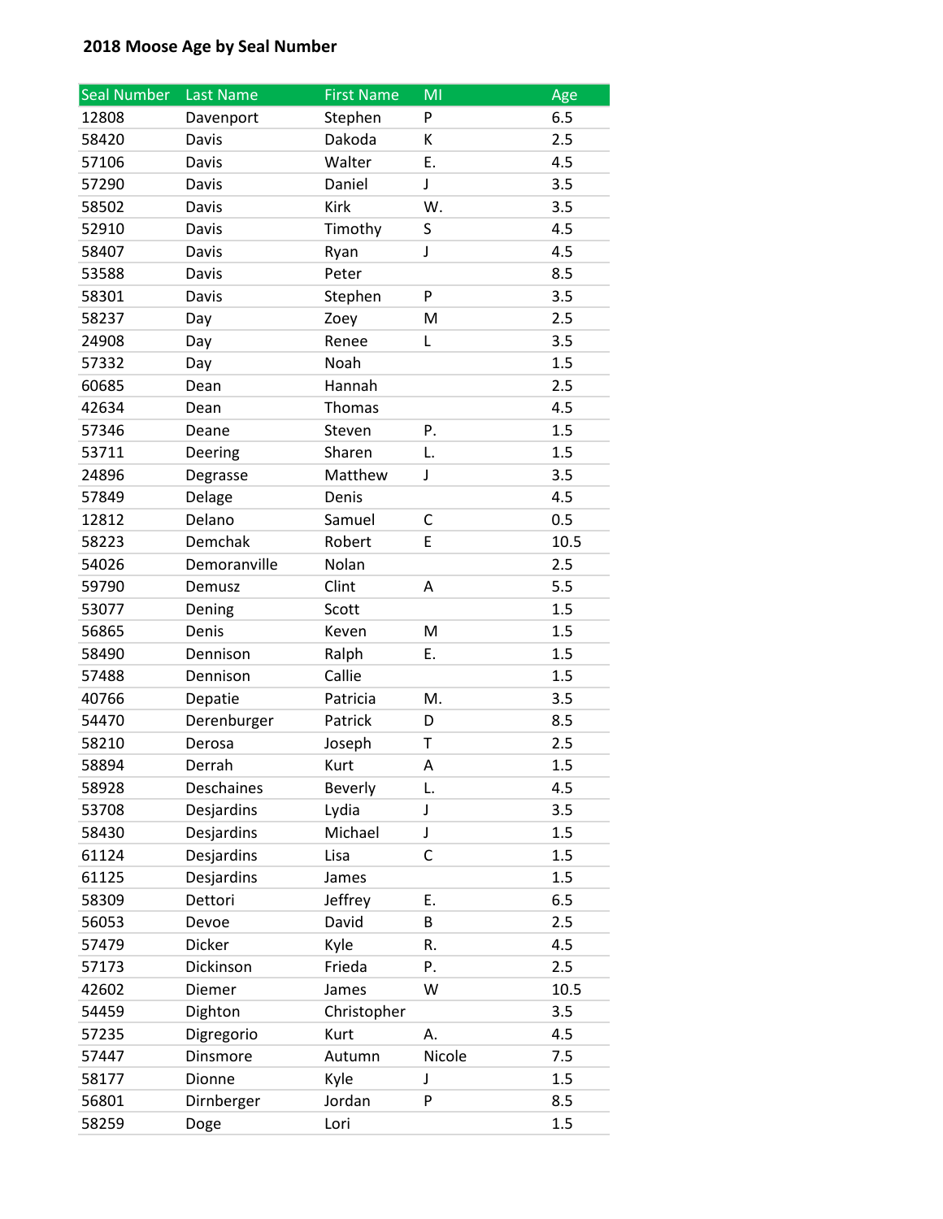**2018 Moose Age by Seal Number**

| Seal Number | Last Name | First Name | MI | Age |
|---|---|---|---|---|
| 12808 | Davenport | Stephen | P | 6.5 |
| 58420 | Davis | Dakoda | K | 2.5 |
| 57106 | Davis | Walter | E. | 4.5 |
| 57290 | Davis | Daniel | J | 3.5 |
| 58502 | Davis | Kirk | W. | 3.5 |
| 52910 | Davis | Timothy | S | 4.5 |
| 58407 | Davis | Ryan | J | 4.5 |
| 53588 | Davis | Peter | | 8.5 |
| 58301 | Davis | Stephen | P | 3.5 |
| 58237 | Day | Zoey | M | 2.5 |
| 24908 | Day | Renee | L | 3.5 |
| 57332 | Day | Noah | | 1.5 |
| 60685 | Dean | Hannah | | 2.5 |
| 42634 | Dean | Thomas | | 4.5 |
| 57346 | Deane | Steven | P. | 1.5 |
| 53711 | Deering | Sharen | L. | 1.5 |
| 24896 | Degrasse | Matthew | J | 3.5 |
| 57849 | Delage | Denis | | 4.5 |
| 12812 | Delano | Samuel | C | 0.5 |
| 58223 | Demchak | Robert | E | 10.5 |
| 54026 | Demoranville | Nolan | | 2.5 |
| 59790 | Demusz | Clint | A | 5.5 |
| 53077 | Dening | Scott | | 1.5 |
| 56865 | Denis | Keven | M | 1.5 |
| 58490 | Dennison | Ralph | E. | 1.5 |
| 57488 | Dennison | Callie | | 1.5 |
| 40766 | Depatie | Patricia | M. | 3.5 |
| 54470 | Derenburger | Patrick | D | 8.5 |
| 58210 | Derosa | Joseph | T | 2.5 |
| 58894 | Derrah | Kurt | A | 1.5 |
| 58928 | Deschaines | Beverly | L. | 4.5 |
| 53708 | Desjardins | Lydia | J | 3.5 |
| 58430 | Desjardins | Michael | J | 1.5 |
| 61124 | Desjardins | Lisa | C | 1.5 |
| 61125 | Desjardins | James | | 1.5 |
| 58309 | Dettori | Jeffrey | E. | 6.5 |
| 56053 | Devoe | David | B | 2.5 |
| 57479 | Dicker | Kyle | R. | 4.5 |
| 57173 | Dickinson | Frieda | P. | 2.5 |
| 42602 | Diemer | James | W | 10.5 |
| 54459 | Dighton | Christopher | | 3.5 |
| 57235 | Digregorio | Kurt | A. | 4.5 |
| 57447 | Dinsmore | Autumn | Nicole | 7.5 |
| 58177 | Dionne | Kyle | J | 1.5 |
| 56801 | Dirnberger | Jordan | P | 8.5 |
| 58259 | Doge | Lori | | 1.5 |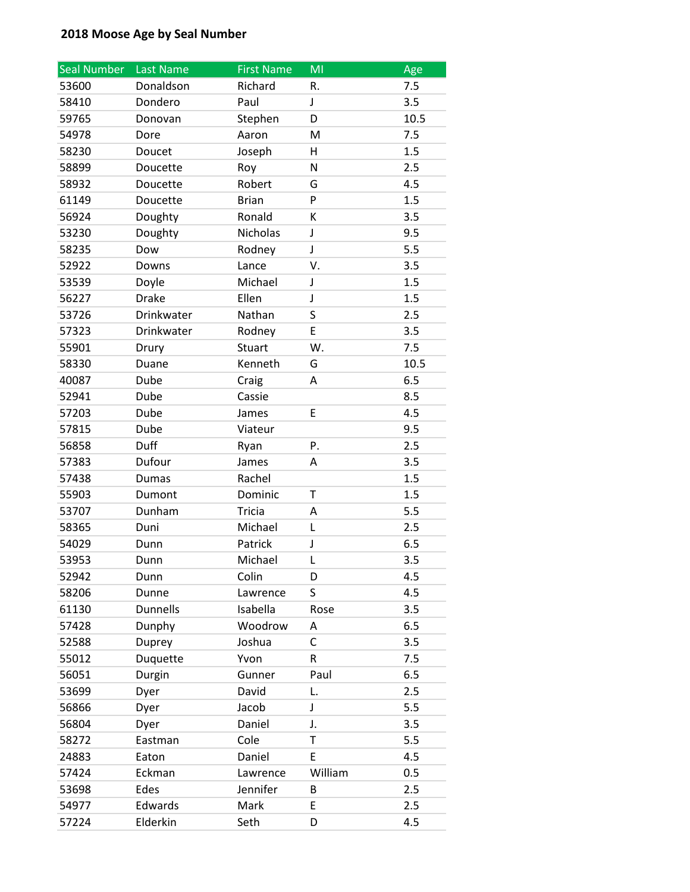**2018 Moose Age by Seal Number**

| Seal Number | Last Name | First Name | MI | Age |
|---|---|---|---|---|
| 53600 | Donaldson | Richard | R. | 7.5 |
| 58410 | Dondero | Paul | J | 3.5 |
| 59765 | Donovan | Stephen | D | 10.5 |
| 54978 | Dore | Aaron | M | 7.5 |
| 58230 | Doucet | Joseph | H | 1.5 |
| 58899 | Doucette | Roy | N | 2.5 |
| 58932 | Doucette | Robert | G | 4.5 |
| 61149 | Doucette | Brian | P | 1.5 |
| 56924 | Doughty | Ronald | K | 3.5 |
| 53230 | Doughty | Nicholas | J | 9.5 |
| 58235 | Dow | Rodney | J | 5.5 |
| 52922 | Downs | Lance | V. | 3.5 |
| 53539 | Doyle | Michael | J | 1.5 |
| 56227 | Drake | Ellen | J | 1.5 |
| 53726 | Drinkwater | Nathan | S | 2.5 |
| 57323 | Drinkwater | Rodney | E | 3.5 |
| 55901 | Drury | Stuart | W. | 7.5 |
| 58330 | Duane | Kenneth | G | 10.5 |
| 40087 | Dube | Craig | A | 6.5 |
| 52941 | Dube | Cassie | | 8.5 |
| 57203 | Dube | James | E | 4.5 |
| 57815 | Dube | Viateur | | 9.5 |
| 56858 | Duff | Ryan | P. | 2.5 |
| 57383 | Dufour | James | A | 3.5 |
| 57438 | Dumas | Rachel | | 1.5 |
| 55903 | Dumont | Dominic | T | 1.5 |
| 53707 | Dunham | Tricia | A | 5.5 |
| 58365 | Duni | Michael | L | 2.5 |
| 54029 | Dunn | Patrick | J | 6.5 |
| 53953 | Dunn | Michael | L | 3.5 |
| 52942 | Dunn | Colin | D | 4.5 |
| 58206 | Dunne | Lawrence | S | 4.5 |
| 61130 | Dunnells | Isabella | Rose | 3.5 |
| 57428 | Dunphy | Woodrow | A | 6.5 |
| 52588 | Duprey | Joshua | C | 3.5 |
| 55012 | Duquette | Yvon | R | 7.5 |
| 56051 | Durgin | Gunner | Paul | 6.5 |
| 53699 | Dyer | David | L. | 2.5 |
| 56866 | Dyer | Jacob | J | 5.5 |
| 56804 | Dyer | Daniel | J. | 3.5 |
| 58272 | Eastman | Cole | T | 5.5 |
| 24883 | Eaton | Daniel | E | 4.5 |
| 57424 | Eckman | Lawrence | William | 0.5 |
| 53698 | Edes | Jennifer | B | 2.5 |
| 54977 | Edwards | Mark | E | 2.5 |
| 57224 | Elderkin | Seth | D | 4.5 |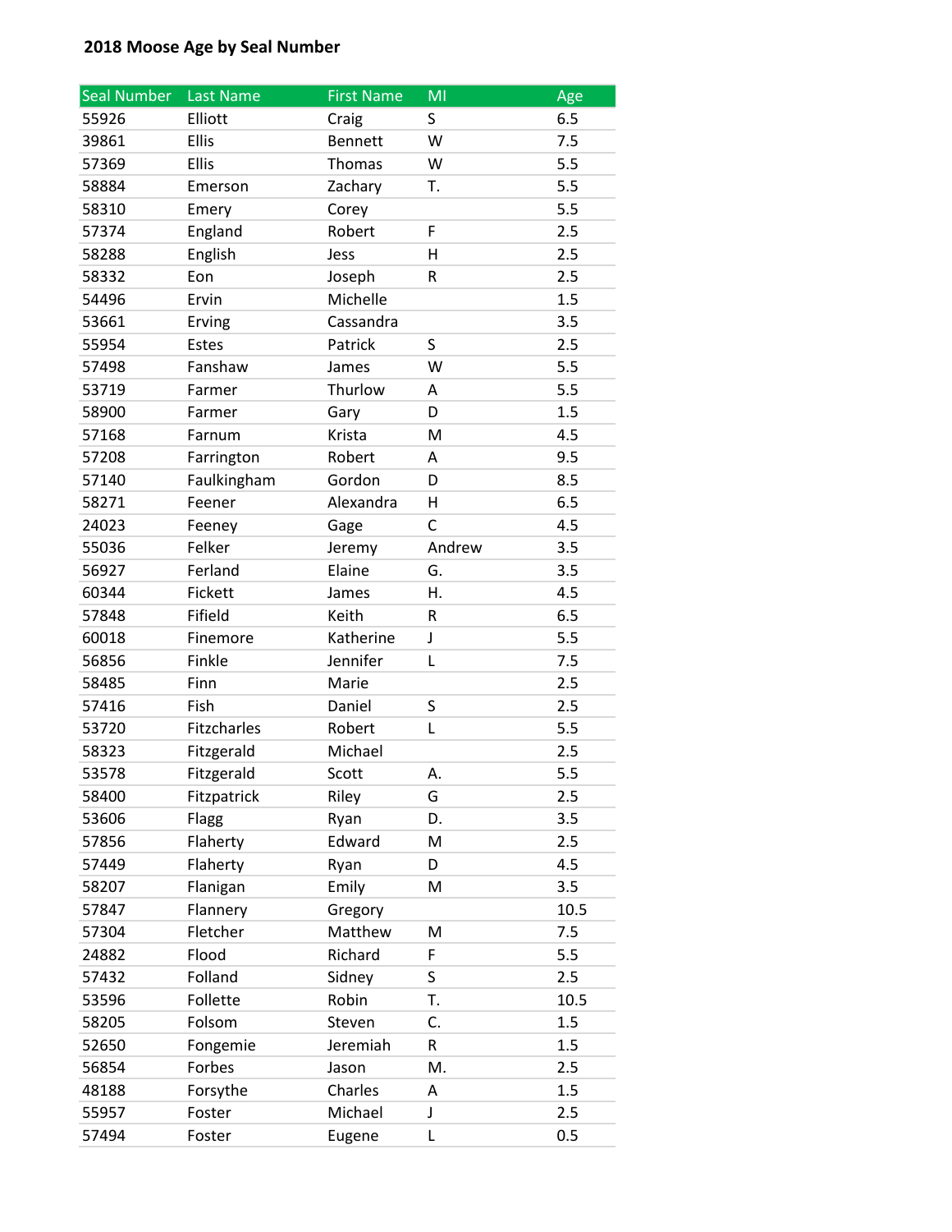**2018 Moose Age by Seal Number**

| Seal Number | Last Name | First Name | MI | Age |
| --- | --- | --- | --- | --- |
| 55926 | Elliott | Craig | S | 6.5 |
| 39861 | Ellis | Bennett | W | 7.5 |
| 57369 | Ellis | Thomas | W | 5.5 |
| 58884 | Emerson | Zachary | T. | 5.5 |
| 58310 | Emery | Corey | | 5.5 |
| 57374 | England | Robert | F | 2.5 |
| 58288 | English | Jess | H | 2.5 |
| 58332 | Eon | Joseph | R | 2.5 |
| 54496 | Ervin | Michelle | | 1.5 |
| 53661 | Erving | Cassandra | | 3.5 |
| 55954 | Estes | Patrick | S | 2.5 |
| 57498 | Fanshaw | James | W | 5.5 |
| 53719 | Farmer | Thurlow | A | 5.5 |
| 58900 | Farmer | Gary | D | 1.5 |
| 57168 | Farnum | Krista | M | 4.5 |
| 57208 | Farrington | Robert | A | 9.5 |
| 57140 | Faulkingham | Gordon | D | 8.5 |
| 58271 | Feener | Alexandra | H | 6.5 |
| 24023 | Feeney | Gage | C | 4.5 |
| 55036 | Felker | Jeremy | Andrew | 3.5 |
| 56927 | Ferland | Elaine | G. | 3.5 |
| 60344 | Fickett | James | H. | 4.5 |
| 57848 | Fifield | Keith | R | 6.5 |
| 60018 | Finemore | Katherine | J | 5.5 |
| 56856 | Finkle | Jennifer | L | 7.5 |
| 58485 | Finn | Marie | | 2.5 |
| 57416 | Fish | Daniel | S | 2.5 |
| 53720 | Fitzcharles | Robert | L | 5.5 |
| 58323 | Fitzgerald | Michael | | 2.5 |
| 53578 | Fitzgerald | Scott | A. | 5.5 |
| 58400 | Fitzpatrick | Riley | G | 2.5 |
| 53606 | Flagg | Ryan | D. | 3.5 |
| 57856 | Flaherty | Edward | M | 2.5 |
| 57449 | Flaherty | Ryan | D | 4.5 |
| 58207 | Flanigan | Emily | M | 3.5 |
| 57847 | Flannery | Gregory | | 10.5 |
| 57304 | Fletcher | Matthew | M | 7.5 |
| 24882 | Flood | Richard | F | 5.5 |
| 57432 | Folland | Sidney | S | 2.5 |
| 53596 | Follette | Robin | T. | 10.5 |
| 58205 | Folsom | Steven | C. | 1.5 |
| 52650 | Fongemie | Jeremiah | R | 1.5 |
| 56854 | Forbes | Jason | M. | 2.5 |
| 48188 | Forsythe | Charles | A | 1.5 |
| 55957 | Foster | Michael | J | 2.5 |
| 57494 | Foster | Eugene | L | 0.5 |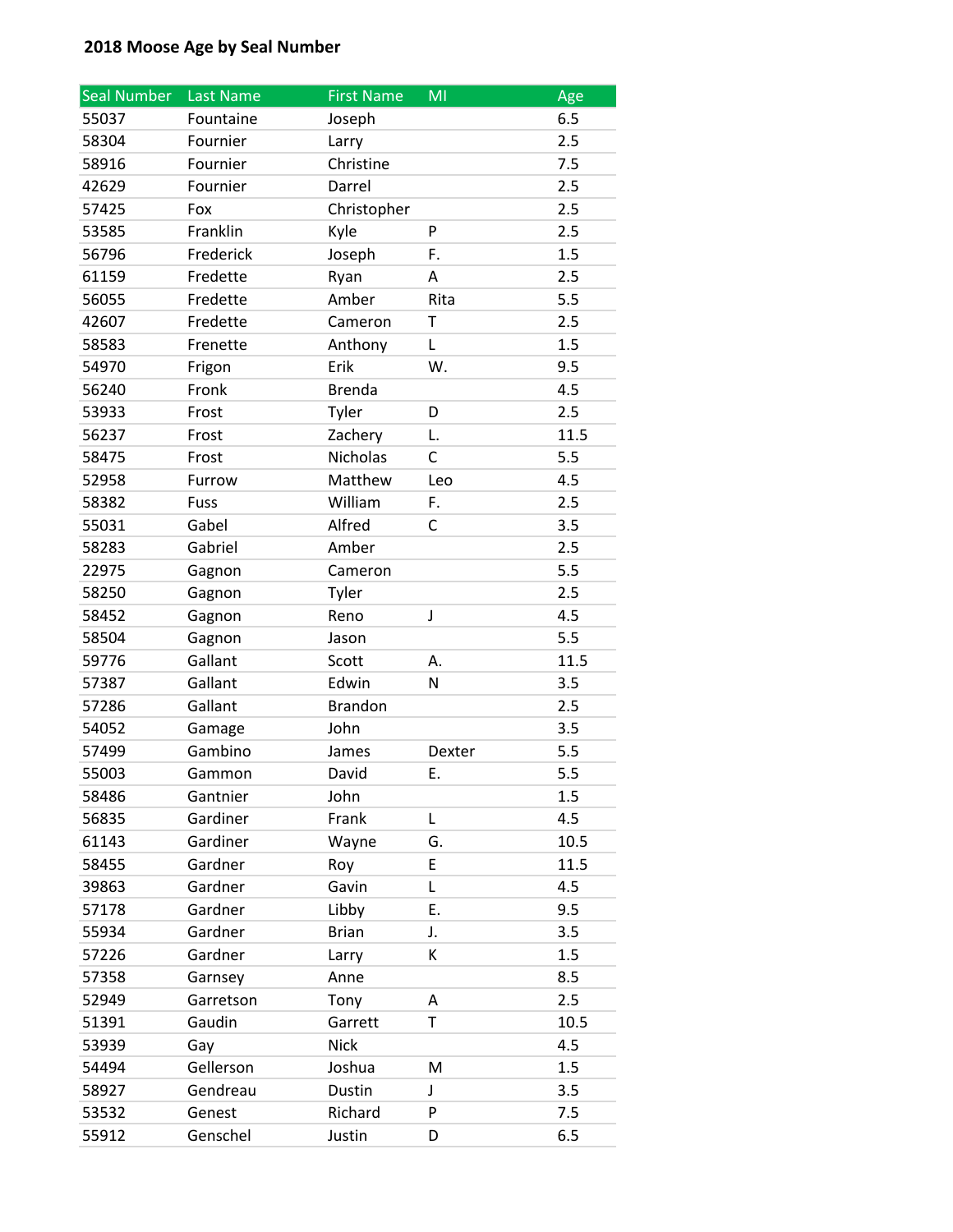**2018 Moose Age by Seal Number**

| Seal Number | Last Name | First Name | MI | Age |
|---|---|---|---|---|
| 55037 | Fountaine | Joseph | | 6.5 |
| 58304 | Fournier | Larry | | 2.5 |
| 58916 | Fournier | Christine | | 7.5 |
| 42629 | Fournier | Darrel | | 2.5 |
| 57425 | Fox | Christopher | | 2.5 |
| 53585 | Franklin | Kyle | P | 2.5 |
| 56796 | Frederick | Joseph | F. | 1.5 |
| 61159 | Fredette | Ryan | A | 2.5 |
| 56055 | Fredette | Amber | Rita | 5.5 |
| 42607 | Fredette | Cameron | T | 2.5 |
| 58583 | Frenette | Anthony | L | 1.5 |
| 54970 | Frigon | Erik | W. | 9.5 |
| 56240 | Fronk | Brenda | | 4.5 |
| 53933 | Frost | Tyler | D | 2.5 |
| 56237 | Frost | Zachery | L. | 11.5 |
| 58475 | Frost | Nicholas | C | 5.5 |
| 52958 | Furrow | Matthew | Leo | 4.5 |
| 58382 | Fuss | William | F. | 2.5 |
| 55031 | Gabel | Alfred | C | 3.5 |
| 58283 | Gabriel | Amber | | 2.5 |
| 22975 | Gagnon | Cameron | | 5.5 |
| 58250 | Gagnon | Tyler | | 2.5 |
| 58452 | Gagnon | Reno | J | 4.5 |
| 58504 | Gagnon | Jason | | 5.5 |
| 59776 | Gallant | Scott | A. | 11.5 |
| 57387 | Gallant | Edwin | N | 3.5 |
| 57286 | Gallant | Brandon | | 2.5 |
| 54052 | Gamage | John | | 3.5 |
| 57499 | Gambino | James | Dexter | 5.5 |
| 55003 | Gammon | David | E. | 5.5 |
| 58486 | Gantnier | John | | 1.5 |
| 56835 | Gardiner | Frank | L | 4.5 |
| 61143 | Gardiner | Wayne | G. | 10.5 |
| 58455 | Gardner | Roy | E | 11.5 |
| 39863 | Gardner | Gavin | L | 4.5 |
| 57178 | Gardner | Libby | E. | 9.5 |
| 55934 | Gardner | Brian | J. | 3.5 |
| 57226 | Gardner | Larry | K | 1.5 |
| 57358 | Garnsey | Anne | | 8.5 |
| 52949 | Garretson | Tony | A | 2.5 |
| 51391 | Gaudin | Garrett | T | 10.5 |
| 53939 | Gay | Nick | | 4.5 |
| 54494 | Gellerson | Joshua | M | 1.5 |
| 58927 | Gendreau | Dustin | J | 3.5 |
| 53532 | Genest | Richard | P | 7.5 |
| 55912 | Genschel | Justin | D | 6.5 |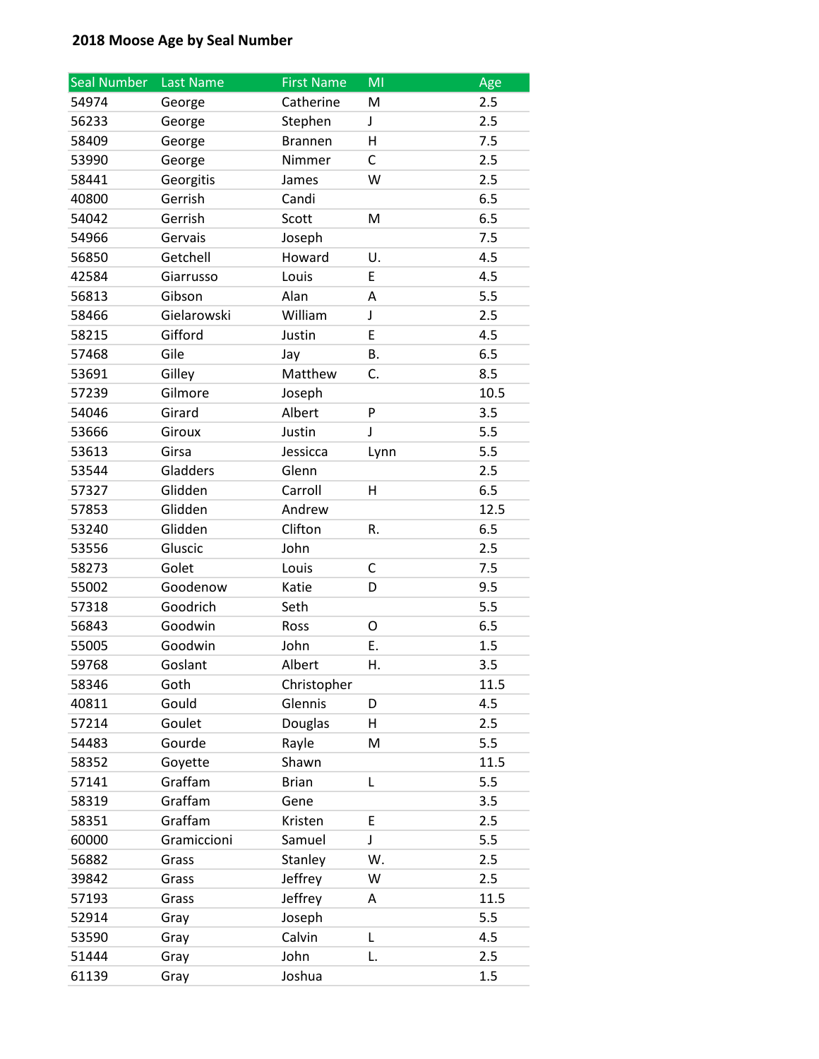**2018 Moose Age by Seal Number**

| Seal Number | Last Name | First Name | MI | Age |
|---|---|---|---|---|
| 54974 | George | Catherine | M | 2.5 |
| 56233 | George | Stephen | J | 2.5 |
| 58409 | George | Brannen | H | 7.5 |
| 53990 | George | Nimmer | C | 2.5 |
| 58441 | Georgitis | James | W | 2.5 |
| 40800 | Gerrish | Candi | | 6.5 |
| 54042 | Gerrish | Scott | M | 6.5 |
| 54966 | Gervais | Joseph | | 7.5 |
| 56850 | Getchell | Howard | U. | 4.5 |
| 42584 | Giarrusso | Louis | E | 4.5 |
| 56813 | Gibson | Alan | A | 5.5 |
| 58466 | Gielarowski | William | J | 2.5 |
| 58215 | Gifford | Justin | E | 4.5 |
| 57468 | Gile | Jay | B. | 6.5 |
| 53691 | Gilley | Matthew | C. | 8.5 |
| 57239 | Gilmore | Joseph | | 10.5 |
| 54046 | Girard | Albert | P | 3.5 |
| 53666 | Giroux | Justin | J | 5.5 |
| 53613 | Girsa | Jessicca | Lynn | 5.5 |
| 53544 | Gladders | Glenn | | 2.5 |
| 57327 | Glidden | Carroll | H | 6.5 |
| 57853 | Glidden | Andrew | | 12.5 |
| 53240 | Glidden | Clifton | R. | 6.5 |
| 53556 | Gluscic | John | | 2.5 |
| 58273 | Golet | Louis | C | 7.5 |
| 55002 | Goodenow | Katie | D | 9.5 |
| 57318 | Goodrich | Seth | | 5.5 |
| 56843 | Goodwin | Ross | O | 6.5 |
| 55005 | Goodwin | John | E. | 1.5 |
| 59768 | Goslant | Albert | H. | 3.5 |
| 58346 | Goth | Christopher | | 11.5 |
| 40811 | Gould | Glennis | D | 4.5 |
| 57214 | Goulet | Douglas | H | 2.5 |
| 54483 | Gourde | Rayle | M | 5.5 |
| 58352 | Goyette | Shawn | | 11.5 |
| 57141 | Graffam | Brian | L | 5.5 |
| 58319 | Graffam | Gene | | 3.5 |
| 58351 | Graffam | Kristen | E | 2.5 |
| 60000 | Gramiccioni | Samuel | J | 5.5 |
| 56882 | Grass | Stanley | W. | 2.5 |
| 39842 | Grass | Jeffrey | W | 2.5 |
| 57193 | Grass | Jeffrey | A | 11.5 |
| 52914 | Gray | Joseph | | 5.5 |
| 53590 | Gray | Calvin | L | 4.5 |
| 51444 | Gray | John | L. | 2.5 |
| 61139 | Gray | Joshua | | 1.5 |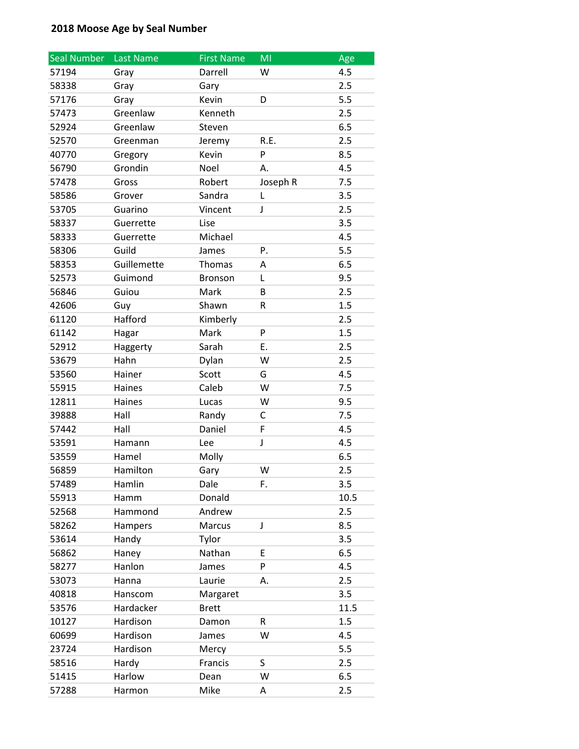**2018 Moose Age by Seal Number**

| Seal Number | Last Name | First Name | MI | Age |
|---|---|---|---|---|
| 57194 | Gray | Darrell | W | 4.5 |
| 58338 | Gray | Gary | | 2.5 |
| 57176 | Gray | Kevin | D | 5.5 |
| 57473 | Greenlaw | Kenneth | | 2.5 |
| 52924 | Greenlaw | Steven | | 6.5 |
| 52570 | Greenman | Jeremy | R.E. | 2.5 |
| 40770 | Gregory | Kevin | P | 8.5 |
| 56790 | Grondin | Noel | A. | 4.5 |
| 57478 | Gross | Robert | Joseph R | 7.5 |
| 58586 | Grover | Sandra | L | 3.5 |
| 53705 | Guarino | Vincent | J | 2.5 |
| 58337 | Guerrette | Lise | | 3.5 |
| 58333 | Guerrette | Michael | | 4.5 |
| 58306 | Guild | James | P. | 5.5 |
| 58353 | Guillemette | Thomas | A | 6.5 |
| 52573 | Guimond | Bronson | L | 9.5 |
| 56846 | Guiou | Mark | B | 2.5 |
| 42606 | Guy | Shawn | R | 1.5 |
| 61120 | Hafford | Kimberly | | 2.5 |
| 61142 | Hagar | Mark | P | 1.5 |
| 52912 | Haggerty | Sarah | E. | 2.5 |
| 53679 | Hahn | Dylan | W | 2.5 |
| 53560 | Hainer | Scott | G | 4.5 |
| 55915 | Haines | Caleb | W | 7.5 |
| 12811 | Haines | Lucas | W | 9.5 |
| 39888 | Hall | Randy | C | 7.5 |
| 57442 | Hall | Daniel | F | 4.5 |
| 53591 | Hamann | Lee | J | 4.5 |
| 53559 | Hamel | Molly | | 6.5 |
| 56859 | Hamilton | Gary | W | 2.5 |
| 57489 | Hamlin | Dale | F. | 3.5 |
| 55913 | Hamm | Donald | | 10.5 |
| 52568 | Hammond | Andrew | | 2.5 |
| 58262 | Hampers | Marcus | J | 8.5 |
| 53614 | Handy | Tylor | | 3.5 |
| 56862 | Haney | Nathan | E | 6.5 |
| 58277 | Hanlon | James | P | 4.5 |
| 53073 | Hanna | Laurie | A. | 2.5 |
| 40818 | Hanscom | Margaret | | 3.5 |
| 53576 | Hardacker | Brett | | 11.5 |
| 10127 | Hardison | Damon | R | 1.5 |
| 60699 | Hardison | James | W | 4.5 |
| 23724 | Hardison | Mercy | | 5.5 |
| 58516 | Hardy | Francis | S | 2.5 |
| 51415 | Harlow | Dean | W | 6.5 |
| 57288 | Harmon | Mike | A | 2.5 |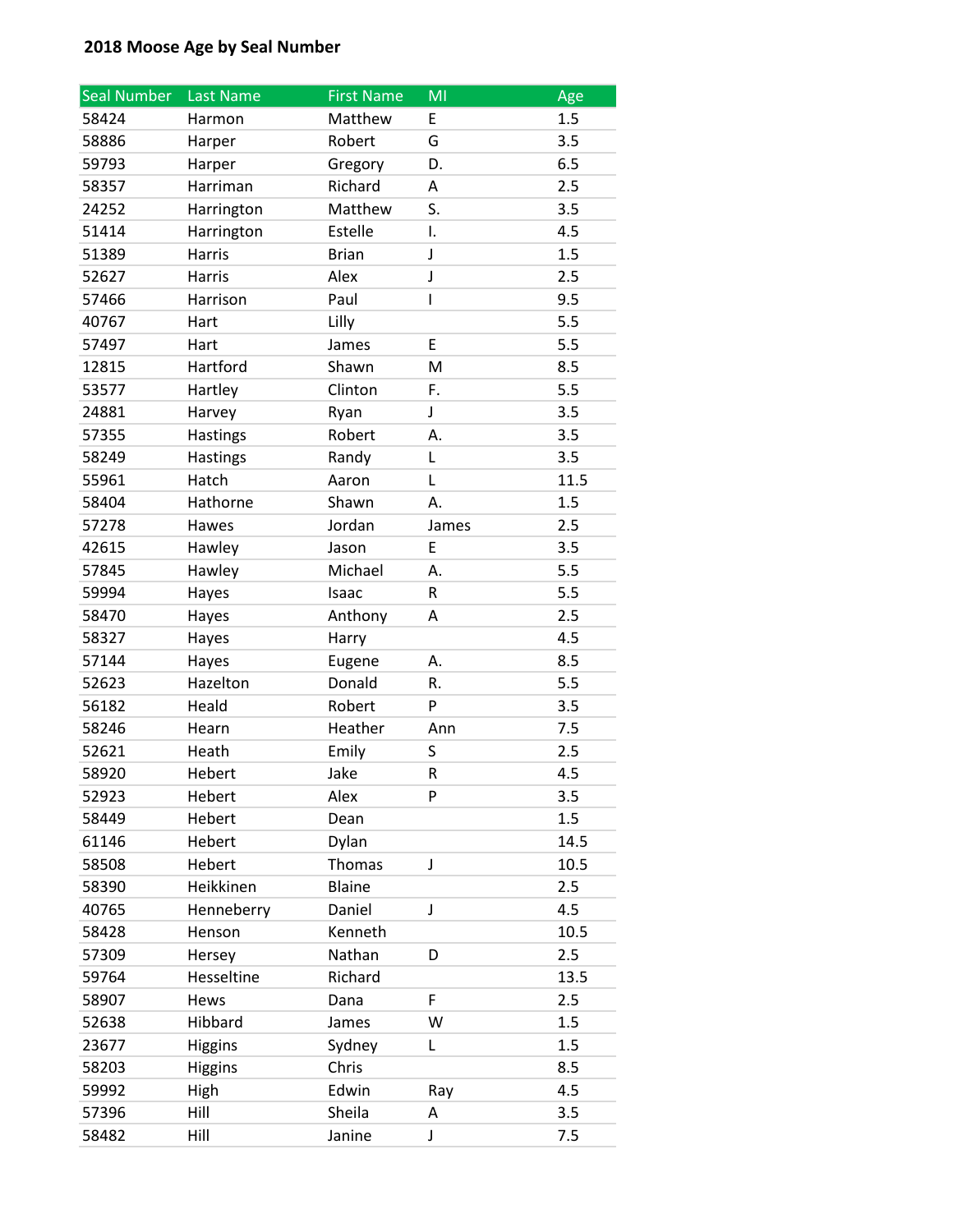**2018 Moose Age by Seal Number**

| Seal Number | Last Name | First Name | MI | Age |
|---|---|---|---|---|
| 58424 | Harmon | Matthew | E | 1.5 |
| 58886 | Harper | Robert | G | 3.5 |
| 59793 | Harper | Gregory | D. | 6.5 |
| 58357 | Harriman | Richard | A | 2.5 |
| 24252 | Harrington | Matthew | S. | 3.5 |
| 51414 | Harrington | Estelle | I. | 4.5 |
| 51389 | Harris | Brian | J | 1.5 |
| 52627 | Harris | Alex | J | 2.5 |
| 57466 | Harrison | Paul | I | 9.5 |
| 40767 | Hart | Lilly | | 5.5 |
| 57497 | Hart | James | E | 5.5 |
| 12815 | Hartford | Shawn | M | 8.5 |
| 53577 | Hartley | Clinton | F. | 5.5 |
| 24881 | Harvey | Ryan | J | 3.5 |
| 57355 | Hastings | Robert | A. | 3.5 |
| 58249 | Hastings | Randy | L | 3.5 |
| 55961 | Hatch | Aaron | L | 11.5 |
| 58404 | Hathorne | Shawn | A. | 1.5 |
| 57278 | Hawes | Jordan | James | 2.5 |
| 42615 | Hawley | Jason | E | 3.5 |
| 57845 | Hawley | Michael | A. | 5.5 |
| 59994 | Hayes | Isaac | R | 5.5 |
| 58470 | Hayes | Anthony | A | 2.5 |
| 58327 | Hayes | Harry | | 4.5 |
| 57144 | Hayes | Eugene | A. | 8.5 |
| 52623 | Hazelton | Donald | R. | 5.5 |
| 56182 | Heald | Robert | P | 3.5 |
| 58246 | Hearn | Heather | Ann | 7.5 |
| 52621 | Heath | Emily | S | 2.5 |
| 58920 | Hebert | Jake | R | 4.5 |
| 52923 | Hebert | Alex | P | 3.5 |
| 58449 | Hebert | Dean | | 1.5 |
| 61146 | Hebert | Dylan | | 14.5 |
| 58508 | Hebert | Thomas | J | 10.5 |
| 58390 | Heikkinen | Blaine | | 2.5 |
| 40765 | Henneberry | Daniel | J | 4.5 |
| 58428 | Henson | Kenneth | | 10.5 |
| 57309 | Hersey | Nathan | D | 2.5 |
| 59764 | Hesseltine | Richard | | 13.5 |
| 58907 | Hews | Dana | F | 2.5 |
| 52638 | Hibbard | James | W | 1.5 |
| 23677 | Higgins | Sydney | L | 1.5 |
| 58203 | Higgins | Chris | | 8.5 |
| 59992 | High | Edwin | Ray | 4.5 |
| 57396 | Hill | Sheila | A | 3.5 |
| 58482 | Hill | Janine | J | 7.5 |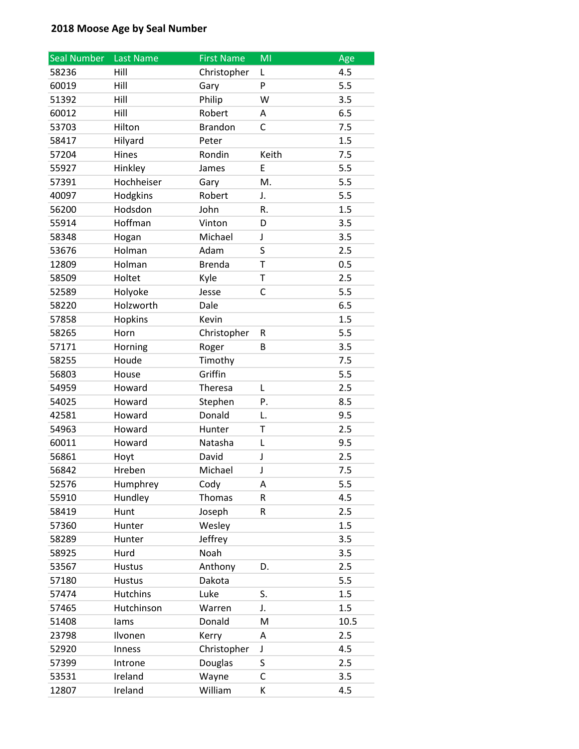**2018 Moose Age by Seal Number**

| Seal Number | Last Name | First Name | MI | Age |
|---|---|---|---|---|
| 58236 | Hill | Christopher | L | 4.5 |
| 60019 | Hill | Gary | P | 5.5 |
| 51392 | Hill | Philip | W | 3.5 |
| 60012 | Hill | Robert | A | 6.5 |
| 53703 | Hilton | Brandon | C | 7.5 |
| 58417 | Hilyard | Peter | | 1.5 |
| 57204 | Hines | Rondin | Keith | 7.5 |
| 55927 | Hinkley | James | E | 5.5 |
| 57391 | Hochheiser | Gary | M. | 5.5 |
| 40097 | Hodgkins | Robert | J. | 5.5 |
| 56200 | Hodsdon | John | R. | 1.5 |
| 55914 | Hoffman | Vinton | D | 3.5 |
| 58348 | Hogan | Michael | J | 3.5 |
| 53676 | Holman | Adam | S | 2.5 |
| 12809 | Holman | Brenda | T | 0.5 |
| 58509 | Holtet | Kyle | T | 2.5 |
| 52589 | Holyoke | Jesse | C | 5.5 |
| 58220 | Holzworth | Dale | | 6.5 |
| 57858 | Hopkins | Kevin | | 1.5 |
| 58265 | Horn | Christopher | R | 5.5 |
| 57171 | Horning | Roger | B | 3.5 |
| 58255 | Houde | Timothy | | 7.5 |
| 56803 | House | Griffin | | 5.5 |
| 54959 | Howard | Theresa | L | 2.5 |
| 54025 | Howard | Stephen | P. | 8.5 |
| 42581 | Howard | Donald | L. | 9.5 |
| 54963 | Howard | Hunter | T | 2.5 |
| 60011 | Howard | Natasha | L | 9.5 |
| 56861 | Hoyt | David | J | 2.5 |
| 56842 | Hreben | Michael | J | 7.5 |
| 52576 | Humphrey | Cody | A | 5.5 |
| 55910 | Hundley | Thomas | R | 4.5 |
| 58419 | Hunt | Joseph | R | 2.5 |
| 57360 | Hunter | Wesley | | 1.5 |
| 58289 | Hunter | Jeffrey | | 3.5 |
| 58925 | Hurd | Noah | | 3.5 |
| 53567 | Hustus | Anthony | D. | 2.5 |
| 57180 | Hustus | Dakota | | 5.5 |
| 57474 | Hutchins | Luke | S. | 1.5 |
| 57465 | Hutchinson | Warren | J. | 1.5 |
| 51408 | Iams | Donald | M | 10.5 |
| 23798 | Ilvonen | Kerry | A | 2.5 |
| 52920 | Inness | Christopher | J | 4.5 |
| 57399 | Introne | Douglas | S | 2.5 |
| 53531 | Ireland | Wayne | C | 3.5 |
| 12807 | Ireland | William | K | 4.5 |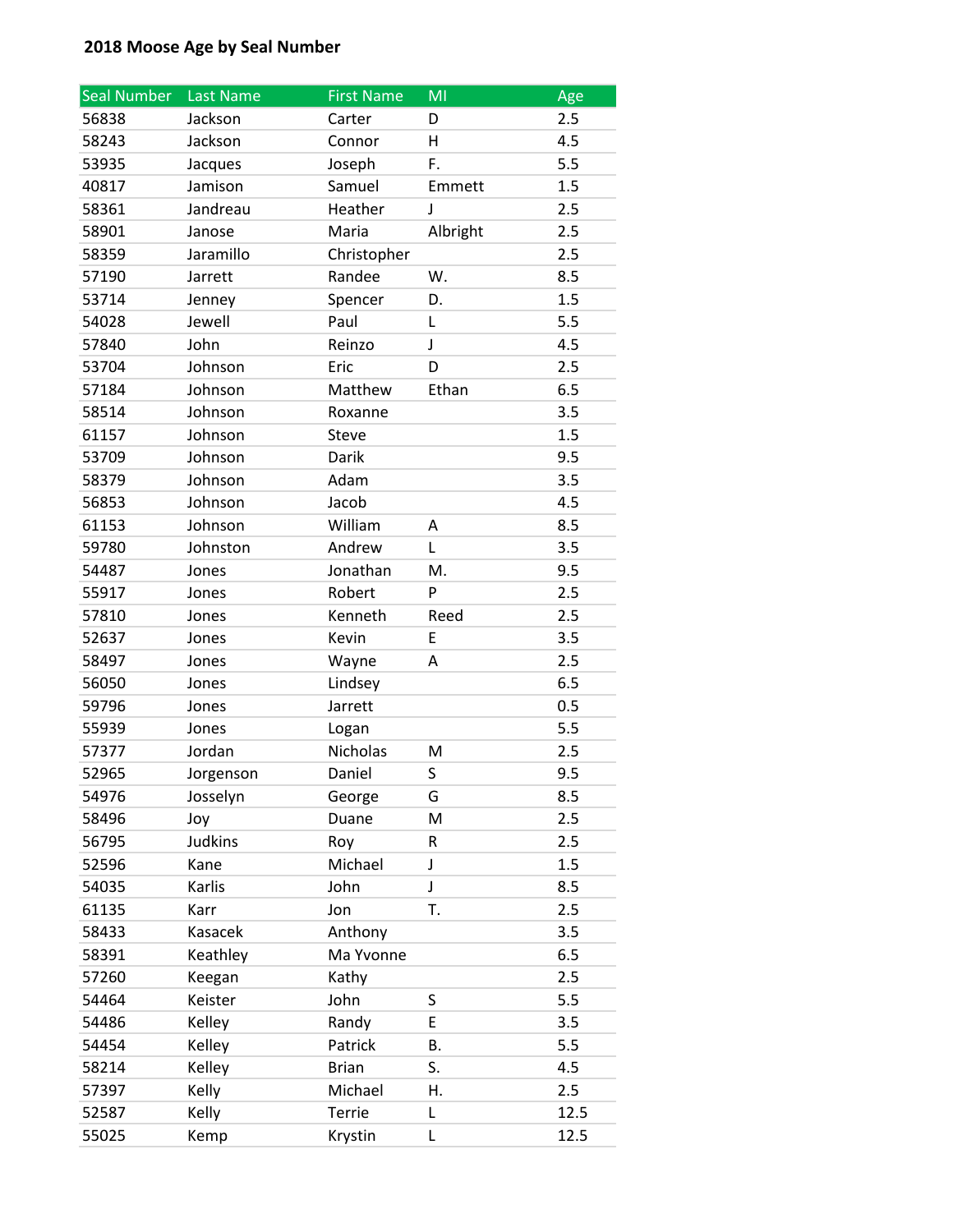**2018 Moose Age by Seal Number**

| Seal Number | Last Name | First Name | MI | Age |
|---|---|---|---|---|
| 56838 | Jackson | Carter | D | 2.5 |
| 58243 | Jackson | Connor | H | 4.5 |
| 53935 | Jacques | Joseph | F. | 5.5 |
| 40817 | Jamison | Samuel | Emmett | 1.5 |
| 58361 | Jandreau | Heather | J | 2.5 |
| 58901 | Janose | Maria | Albright | 2.5 |
| 58359 | Jaramillo | Christopher | | 2.5 |
| 57190 | Jarrett | Randee | W. | 8.5 |
| 53714 | Jenney | Spencer | D. | 1.5 |
| 54028 | Jewell | Paul | L | 5.5 |
| 57840 | John | Reinzo | J | 4.5 |
| 53704 | Johnson | Eric | D | 2.5 |
| 57184 | Johnson | Matthew | Ethan | 6.5 |
| 58514 | Johnson | Roxanne | | 3.5 |
| 61157 | Johnson | Steve | | 1.5 |
| 53709 | Johnson | Darik | | 9.5 |
| 58379 | Johnson | Adam | | 3.5 |
| 56853 | Johnson | Jacob | | 4.5 |
| 61153 | Johnson | William | A | 8.5 |
| 59780 | Johnston | Andrew | L | 3.5 |
| 54487 | Jones | Jonathan | M. | 9.5 |
| 55917 | Jones | Robert | P | 2.5 |
| 57810 | Jones | Kenneth | Reed | 2.5 |
| 52637 | Jones | Kevin | E | 3.5 |
| 58497 | Jones | Wayne | A | 2.5 |
| 56050 | Jones | Lindsey | | 6.5 |
| 59796 | Jones | Jarrett | | 0.5 |
| 55939 | Jones | Logan | | 5.5 |
| 57377 | Jordan | Nicholas | M | 2.5 |
| 52965 | Jorgenson | Daniel | S | 9.5 |
| 54976 | Josselyn | George | G | 8.5 |
| 58496 | Joy | Duane | M | 2.5 |
| 56795 | Judkins | Roy | R | 2.5 |
| 52596 | Kane | Michael | J | 1.5 |
| 54035 | Karlis | John | J | 8.5 |
| 61135 | Karr | Jon | T. | 2.5 |
| 58433 | Kasacek | Anthony | | 3.5 |
| 58391 | Keathley | Ma Yvonne | | 6.5 |
| 57260 | Keegan | Kathy | | 2.5 |
| 54464 | Keister | John | S | 5.5 |
| 54486 | Kelley | Randy | E | 3.5 |
| 54454 | Kelley | Patrick | B. | 5.5 |
| 58214 | Kelley | Brian | S. | 4.5 |
| 57397 | Kelly | Michael | H. | 2.5 |
| 52587 | Kelly | Terrie | L | 12.5 |
| 55025 | Kemp | Krystin | L | 12.5 |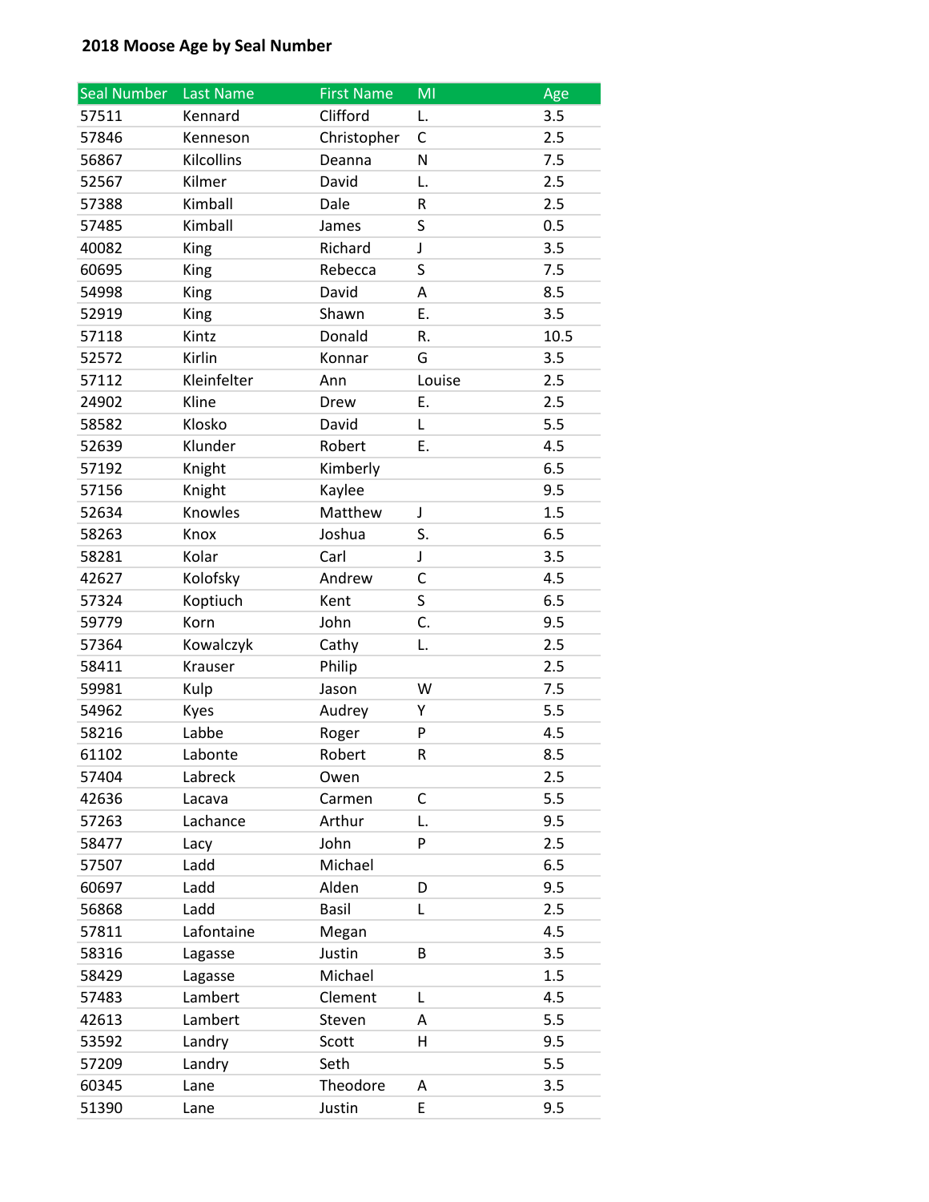**2018 Moose Age by Seal Number**

| Seal Number | Last Name | First Name | MI | Age |
|---|---|---|---|---|
| 57511 | Kennard | Clifford | L. | 3.5 |
| 57846 | Kenneson | Christopher | C | 2.5 |
| 56867 | Kilcollins | Deanna | N | 7.5 |
| 52567 | Kilmer | David | L. | 2.5 |
| 57388 | Kimball | Dale | R | 2.5 |
| 57485 | Kimball | James | S | 0.5 |
| 40082 | King | Richard | J | 3.5 |
| 60695 | King | Rebecca | S | 7.5 |
| 54998 | King | David | A | 8.5 |
| 52919 | King | Shawn | E. | 3.5 |
| 57118 | Kintz | Donald | R. | 10.5 |
| 52572 | Kirlin | Konnar | G | 3.5 |
| 57112 | Kleinfelter | Ann | Louise | 2.5 |
| 24902 | Kline | Drew | E. | 2.5 |
| 58582 | Klosko | David | L | 5.5 |
| 52639 | Klunder | Robert | E. | 4.5 |
| 57192 | Knight | Kimberly | | 6.5 |
| 57156 | Knight | Kaylee | | 9.5 |
| 52634 | Knowles | Matthew | J | 1.5 |
| 58263 | Knox | Joshua | S. | 6.5 |
| 58281 | Kolar | Carl | J | 3.5 |
| 42627 | Kolofsky | Andrew | C | 4.5 |
| 57324 | Koptiuch | Kent | S | 6.5 |
| 59779 | Korn | John | C. | 9.5 |
| 57364 | Kowalczyk | Cathy | L. | 2.5 |
| 58411 | Krauser | Philip | | 2.5 |
| 59981 | Kulp | Jason | W | 7.5 |
| 54962 | Kyes | Audrey | Y | 5.5 |
| 58216 | Labbe | Roger | P | 4.5 |
| 61102 | Labonte | Robert | R | 8.5 |
| 57404 | Labreck | Owen | | 2.5 |
| 42636 | Lacava | Carmen | C | 5.5 |
| 57263 | Lachance | Arthur | L. | 9.5 |
| 58477 | Lacy | John | P | 2.5 |
| 57507 | Ladd | Michael | | 6.5 |
| 60697 | Ladd | Alden | D | 9.5 |
| 56868 | Ladd | Basil | L | 2.5 |
| 57811 | Lafontaine | Megan | | 4.5 |
| 58316 | Lagasse | Justin | B | 3.5 |
| 58429 | Lagasse | Michael | | 1.5 |
| 57483 | Lambert | Clement | L | 4.5 |
| 42613 | Lambert | Steven | A | 5.5 |
| 53592 | Landry | Scott | H | 9.5 |
| 57209 | Landry | Seth | | 5.5 |
| 60345 | Lane | Theodore | A | 3.5 |
| 51390 | Lane | Justin | E | 9.5 |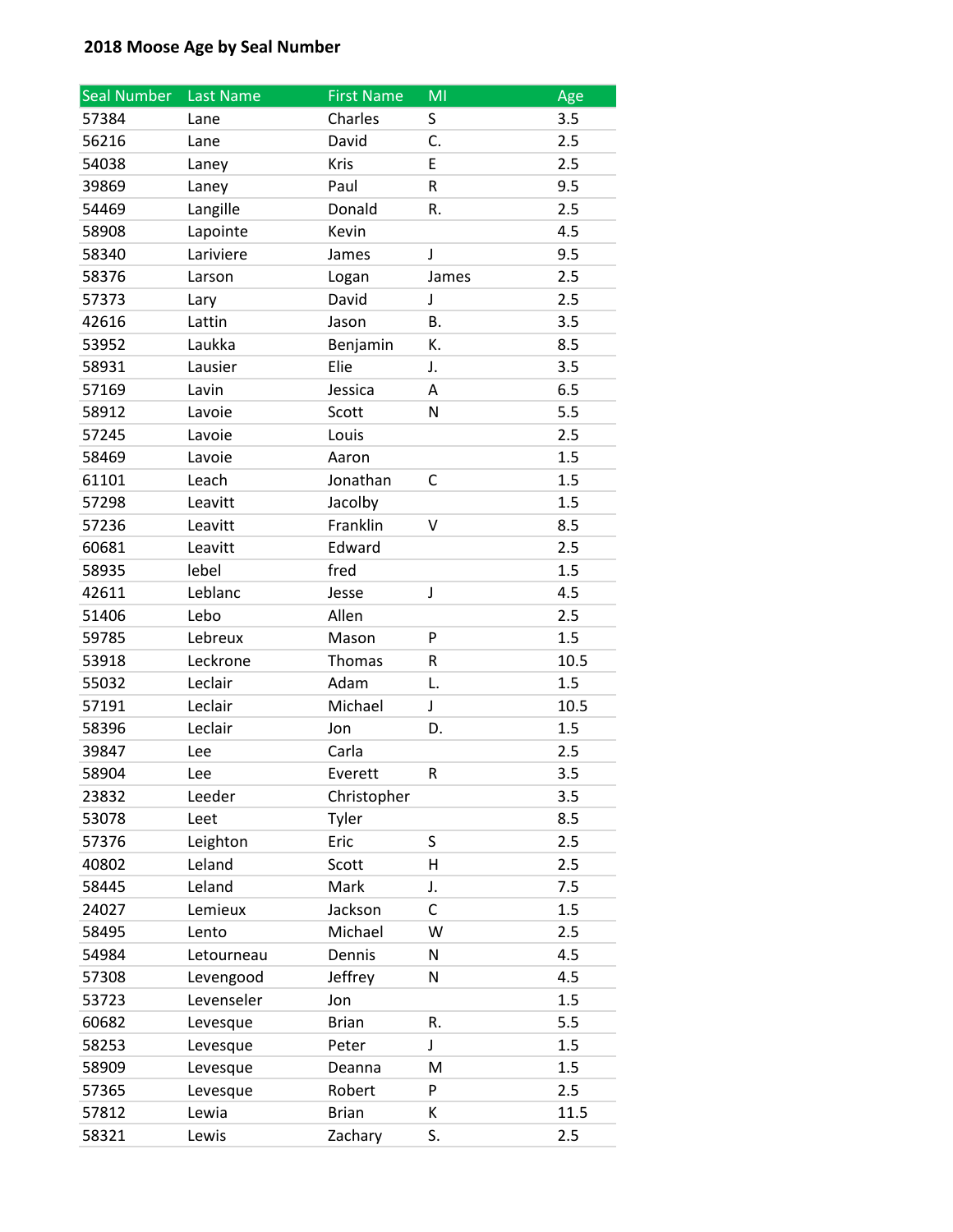**2018 Moose Age by Seal Number**

| Seal Number | Last Name | First Name | MI | Age |
|---|---|---|---|---|
| 57384 | Lane | Charles | S | 3.5 |
| 56216 | Lane | David | C. | 2.5 |
| 54038 | Laney | Kris | E | 2.5 |
| 39869 | Laney | Paul | R | 9.5 |
| 54469 | Langille | Donald | R. | 2.5 |
| 58908 | Lapointe | Kevin | | 4.5 |
| 58340 | Lariviere | James | J | 9.5 |
| 58376 | Larson | Logan | James | 2.5 |
| 57373 | Lary | David | J | 2.5 |
| 42616 | Lattin | Jason | B. | 3.5 |
| 53952 | Laukka | Benjamin | K. | 8.5 |
| 58931 | Lausier | Elie | J. | 3.5 |
| 57169 | Lavin | Jessica | A | 6.5 |
| 58912 | Lavoie | Scott | N | 5.5 |
| 57245 | Lavoie | Louis | | 2.5 |
| 58469 | Lavoie | Aaron | | 1.5 |
| 61101 | Leach | Jonathan | C | 1.5 |
| 57298 | Leavitt | Jacolby | | 1.5 |
| 57236 | Leavitt | Franklin | V | 8.5 |
| 60681 | Leavitt | Edward | | 2.5 |
| 58935 | lebel | fred | | 1.5 |
| 42611 | Leblanc | Jesse | J | 4.5 |
| 51406 | Lebo | Allen | | 2.5 |
| 59785 | Lebreux | Mason | P | 1.5 |
| 53918 | Leckrone | Thomas | R | 10.5 |
| 55032 | Leclair | Adam | L. | 1.5 |
| 57191 | Leclair | Michael | J | 10.5 |
| 58396 | Leclair | Jon | D. | 1.5 |
| 39847 | Lee | Carla | | 2.5 |
| 58904 | Lee | Everett | R | 3.5 |
| 23832 | Leeder | Christopher | | 3.5 |
| 53078 | Leet | Tyler | | 8.5 |
| 57376 | Leighton | Eric | S | 2.5 |
| 40802 | Leland | Scott | H | 2.5 |
| 58445 | Leland | Mark | J. | 7.5 |
| 24027 | Lemieux | Jackson | C | 1.5 |
| 58495 | Lento | Michael | W | 2.5 |
| 54984 | Letourneau | Dennis | N | 4.5 |
| 57308 | Levengood | Jeffrey | N | 4.5 |
| 53723 | Levenseler | Jon | | 1.5 |
| 60682 | Levesque | Brian | R. | 5.5 |
| 58253 | Levesque | Peter | J | 1.5 |
| 58909 | Levesque | Deanna | M | 1.5 |
| 57365 | Levesque | Robert | P | 2.5 |
| 57812 | Lewia | Brian | K | 11.5 |
| 58321 | Lewis | Zachary | S. | 2.5 |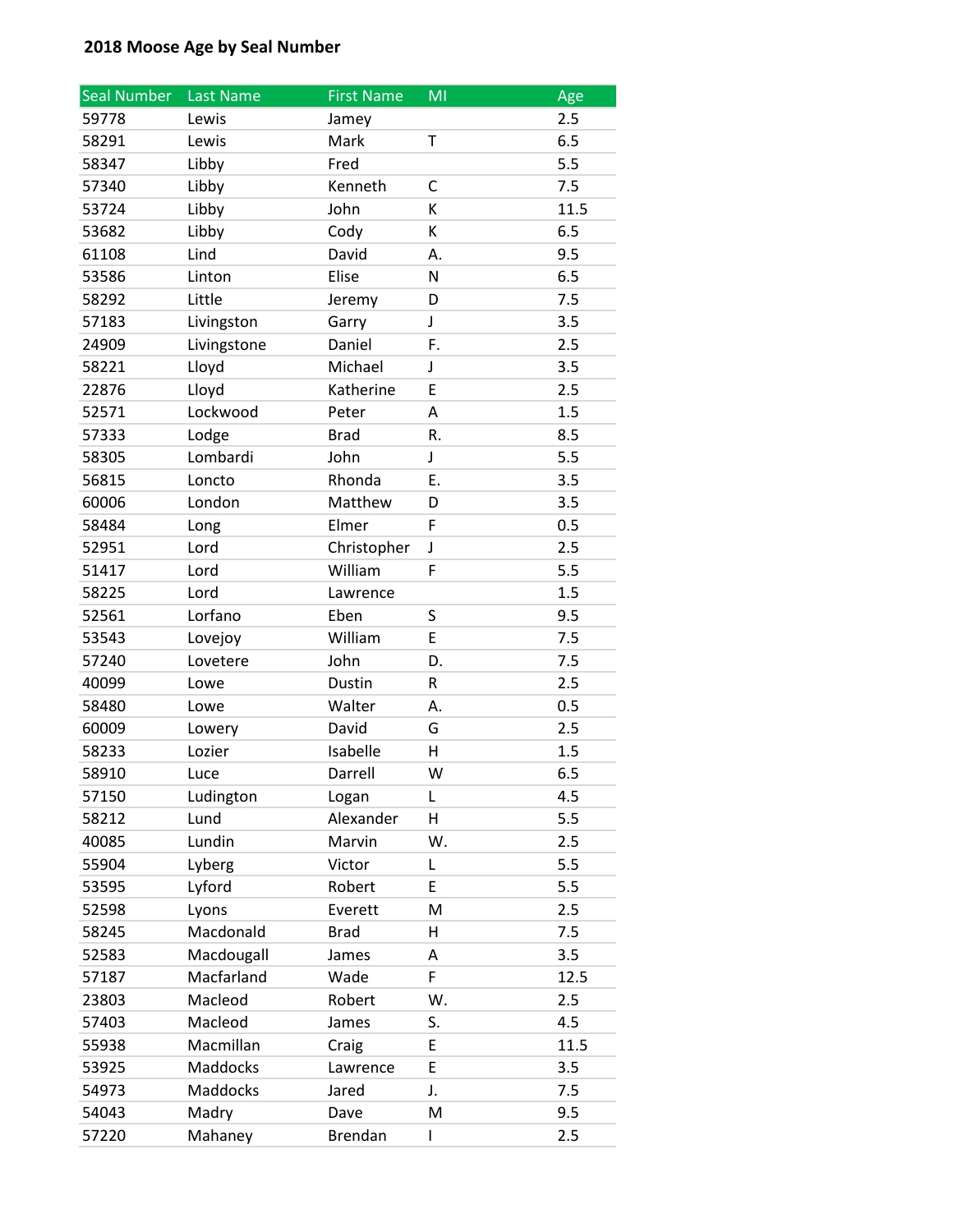**2018 Moose Age by Seal Number**

| Seal Number | Last Name | First Name | MI | Age |
|---|---|---|---|---|
| 59778 | Lewis | Jamey | | 2.5 |
| 58291 | Lewis | Mark | T | 6.5 |
| 58347 | Libby | Fred | | 5.5 |
| 57340 | Libby | Kenneth | C | 7.5 |
| 53724 | Libby | John | K | 11.5 |
| 53682 | Libby | Cody | K | 6.5 |
| 61108 | Lind | David | A. | 9.5 |
| 53586 | Linton | Elise | N | 6.5 |
| 58292 | Little | Jeremy | D | 7.5 |
| 57183 | Livingston | Garry | J | 3.5 |
| 24909 | Livingstone | Daniel | F. | 2.5 |
| 58221 | Lloyd | Michael | J | 3.5 |
| 22876 | Lloyd | Katherine | E | 2.5 |
| 52571 | Lockwood | Peter | A | 1.5 |
| 57333 | Lodge | Brad | R. | 8.5 |
| 58305 | Lombardi | John | J | 5.5 |
| 56815 | Loncto | Rhonda | E. | 3.5 |
| 60006 | London | Matthew | D | 3.5 |
| 58484 | Long | Elmer | F | 0.5 |
| 52951 | Lord | Christopher | J | 2.5 |
| 51417 | Lord | William | F | 5.5 |
| 58225 | Lord | Lawrence | | 1.5 |
| 52561 | Lorfano | Eben | S | 9.5 |
| 53543 | Lovejoy | William | E | 7.5 |
| 57240 | Lovetere | John | D. | 7.5 |
| 40099 | Lowe | Dustin | R | 2.5 |
| 58480 | Lowe | Walter | A. | 0.5 |
| 60009 | Lowery | David | G | 2.5 |
| 58233 | Lozier | Isabelle | H | 1.5 |
| 58910 | Luce | Darrell | W | 6.5 |
| 57150 | Ludington | Logan | L | 4.5 |
| 58212 | Lund | Alexander | H | 5.5 |
| 40085 | Lundin | Marvin | W. | 2.5 |
| 55904 | Lyberg | Victor | L | 5.5 |
| 53595 | Lyford | Robert | E | 5.5 |
| 52598 | Lyons | Everett | M | 2.5 |
| 58245 | Macdonald | Brad | H | 7.5 |
| 52583 | Macdougall | James | A | 3.5 |
| 57187 | Macfarland | Wade | F | 12.5 |
| 23803 | Macleod | Robert | W. | 2.5 |
| 57403 | Macleod | James | S. | 4.5 |
| 55938 | Macmillan | Craig | E | 11.5 |
| 53925 | Maddocks | Lawrence | E | 3.5 |
| 54973 | Maddocks | Jared | J. | 7.5 |
| 54043 | Madry | Dave | M | 9.5 |
| 57220 | Mahaney | Brendan | I | 2.5 |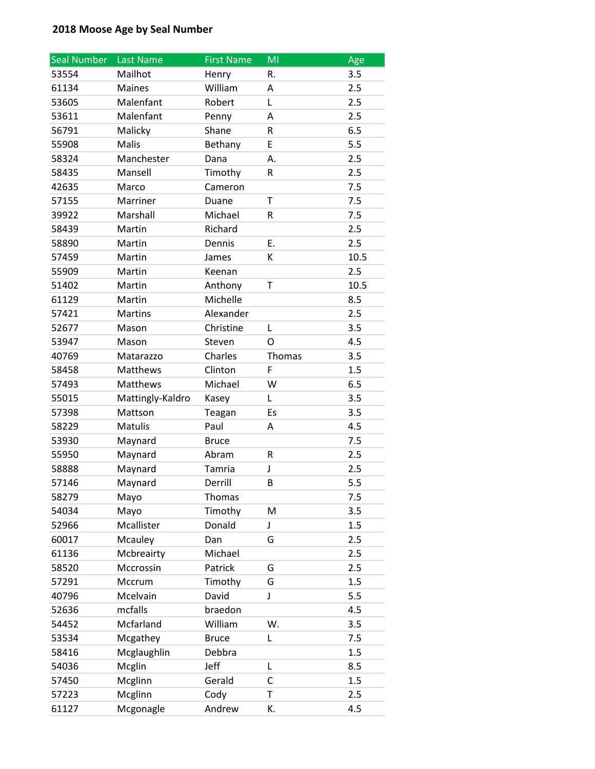**2018 Moose Age by Seal Number**

| Seal Number | Last Name | First Name | MI | Age |
|---|---|---|---|---|
| 53554 | Mailhot | Henry | R. | 3.5 |
| 61134 | Maines | William | A | 2.5 |
| 53605 | Malenfant | Robert | L | 2.5 |
| 53611 | Malenfant | Penny | A | 2.5 |
| 56791 | Malicky | Shane | R | 6.5 |
| 55908 | Malis | Bethany | E | 5.5 |
| 58324 | Manchester | Dana | A. | 2.5 |
| 58435 | Mansell | Timothy | R | 2.5 |
| 42635 | Marco | Cameron | | 7.5 |
| 57155 | Marriner | Duane | T | 7.5 |
| 39922 | Marshall | Michael | R | 7.5 |
| 58439 | Martin | Richard | | 2.5 |
| 58890 | Martin | Dennis | E. | 2.5 |
| 57459 | Martin | James | K | 10.5 |
| 55909 | Martin | Keenan | | 2.5 |
| 51402 | Martin | Anthony | T | 10.5 |
| 61129 | Martin | Michelle | | 8.5 |
| 57421 | Martins | Alexander | | 2.5 |
| 52677 | Mason | Christine | L | 3.5 |
| 53947 | Mason | Steven | O | 4.5 |
| 40769 | Matarazzo | Charles | Thomas | 3.5 |
| 58458 | Matthews | Clinton | F | 1.5 |
| 57493 | Matthews | Michael | W | 6.5 |
| 55015 | Mattingly-Kaldro | Kasey | L | 3.5 |
| 57398 | Mattson | Teagan | Es | 3.5 |
| 58229 | Matulis | Paul | A | 4.5 |
| 53930 | Maynard | Bruce | | 7.5 |
| 55950 | Maynard | Abram | R | 2.5 |
| 58888 | Maynard | Tamria | J | 2.5 |
| 57146 | Maynard | Derrill | B | 5.5 |
| 58279 | Mayo | Thomas | | 7.5 |
| 54034 | Mayo | Timothy | M | 3.5 |
| 52966 | Mcallister | Donald | J | 1.5 |
| 60017 | Mcauley | Dan | G | 2.5 |
| 61136 | Mcbreairty | Michael | | 2.5 |
| 58520 | Mccrossin | Patrick | G | 2.5 |
| 57291 | Mccrum | Timothy | G | 1.5 |
| 40796 | Mcelvain | David | J | 5.5 |
| 52636 | mcfalls | braedon | | 4.5 |
| 54452 | Mcfarland | William | W. | 3.5 |
| 53534 | Mcgathey | Bruce | L | 7.5 |
| 58416 | Mcglaughlin | Debbra | | 1.5 |
| 54036 | Mcglin | Jeff | L | 8.5 |
| 57450 | Mcglinn | Gerald | C | 1.5 |
| 57223 | Mcglinn | Cody | T | 2.5 |
| 61127 | Mcgonagle | Andrew | K. | 4.5 |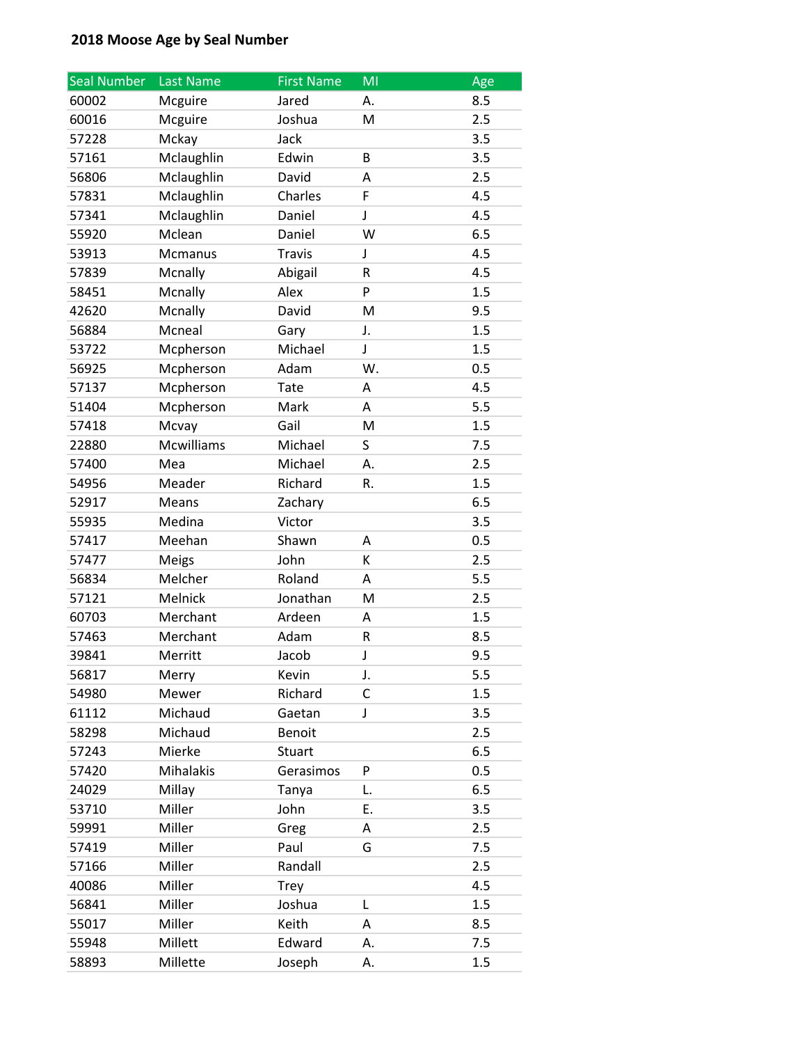**2018 Moose Age by Seal Number**

| Seal Number | Last Name | First Name | MI | Age |
|---|---|---|---|---|
| 60002 | Mcguire | Jared | A. | 8.5 |
| 60016 | Mcguire | Joshua | M | 2.5 |
| 57228 | Mckay | Jack | | 3.5 |
| 57161 | Mclaughlin | Edwin | B | 3.5 |
| 56806 | Mclaughlin | David | A | 2.5 |
| 57831 | Mclaughlin | Charles | F | 4.5 |
| 57341 | Mclaughlin | Daniel | J | 4.5 |
| 55920 | Mclean | Daniel | W | 6.5 |
| 53913 | Mcmanus | Travis | J | 4.5 |
| 57839 | Mcnally | Abigail | R | 4.5 |
| 58451 | Mcnally | Alex | P | 1.5 |
| 42620 | Mcnally | David | M | 9.5 |
| 56884 | Mcneal | Gary | J. | 1.5 |
| 53722 | Mcpherson | Michael | J | 1.5 |
| 56925 | Mcpherson | Adam | W. | 0.5 |
| 57137 | Mcpherson | Tate | A | 4.5 |
| 51404 | Mcpherson | Mark | A | 5.5 |
| 57418 | Mcvay | Gail | M | 1.5 |
| 22880 | Mcwilliams | Michael | S | 7.5 |
| 57400 | Mea | Michael | A. | 2.5 |
| 54956 | Meader | Richard | R. | 1.5 |
| 52917 | Means | Zachary | | 6.5 |
| 55935 | Medina | Victor | | 3.5 |
| 57417 | Meehan | Shawn | A | 0.5 |
| 57477 | Meigs | John | K | 2.5 |
| 56834 | Melcher | Roland | A | 5.5 |
| 57121 | Melnick | Jonathan | M | 2.5 |
| 60703 | Merchant | Ardeen | A | 1.5 |
| 57463 | Merchant | Adam | R | 8.5 |
| 39841 | Merritt | Jacob | J | 9.5 |
| 56817 | Merry | Kevin | J. | 5.5 |
| 54980 | Mewer | Richard | C | 1.5 |
| 61112 | Michaud | Gaetan | J | 3.5 |
| 58298 | Michaud | Benoit | | 2.5 |
| 57243 | Mierke | Stuart | | 6.5 |
| 57420 | Mihalakis | Gerasimos | P | 0.5 |
| 24029 | Millay | Tanya | L. | 6.5 |
| 53710 | Miller | John | E. | 3.5 |
| 59991 | Miller | Greg | A | 2.5 |
| 57419 | Miller | Paul | G | 7.5 |
| 57166 | Miller | Randall | | 2.5 |
| 40086 | Miller | Trey | | 4.5 |
| 56841 | Miller | Joshua | L | 1.5 |
| 55017 | Miller | Keith | A | 8.5 |
| 55948 | Millett | Edward | A. | 7.5 |
| 58893 | Millette | Joseph | A. | 1.5 |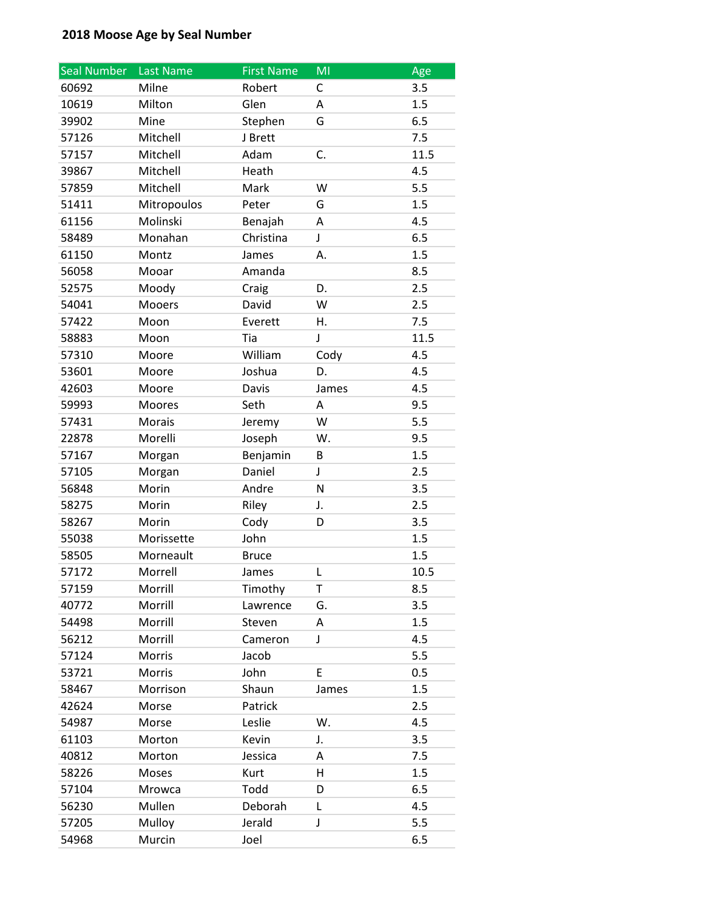**2018 Moose Age by Seal Number**

| Seal Number | Last Name | First Name | MI | Age |
|---|---|---|---|---|
| 60692 | Milne | Robert | C | 3.5 |
| 10619 | Milton | Glen | A | 1.5 |
| 39902 | Mine | Stephen | G | 6.5 |
| 57126 | Mitchell | J Brett | | 7.5 |
| 57157 | Mitchell | Adam | C. | 11.5 |
| 39867 | Mitchell | Heath | | 4.5 |
| 57859 | Mitchell | Mark | W | 5.5 |
| 51411 | Mitropoulos | Peter | G | 1.5 |
| 61156 | Molinski | Benajah | A | 4.5 |
| 58489 | Monahan | Christina | J | 6.5 |
| 61150 | Montz | James | A. | 1.5 |
| 56058 | Mooar | Amanda | | 8.5 |
| 52575 | Moody | Craig | D. | 2.5 |
| 54041 | Mooers | David | W | 2.5 |
| 57422 | Moon | Everett | H. | 7.5 |
| 58883 | Moon | Tia | J | 11.5 |
| 57310 | Moore | William | Cody | 4.5 |
| 53601 | Moore | Joshua | D. | 4.5 |
| 42603 | Moore | Davis | James | 4.5 |
| 59993 | Moores | Seth | A | 9.5 |
| 57431 | Morais | Jeremy | W | 5.5 |
| 22878 | Morelli | Joseph | W. | 9.5 |
| 57167 | Morgan | Benjamin | B | 1.5 |
| 57105 | Morgan | Daniel | J | 2.5 |
| 56848 | Morin | Andre | N | 3.5 |
| 58275 | Morin | Riley | J. | 2.5 |
| 58267 | Morin | Cody | D | 3.5 |
| 55038 | Morissette | John | | 1.5 |
| 58505 | Morneault | Bruce | | 1.5 |
| 57172 | Morrell | James | L | 10.5 |
| 57159 | Morrill | Timothy | T | 8.5 |
| 40772 | Morrill | Lawrence | G. | 3.5 |
| 54498 | Morrill | Steven | A | 1.5 |
| 56212 | Morrill | Cameron | J | 4.5 |
| 57124 | Morris | Jacob | | 5.5 |
| 53721 | Morris | John | E | 0.5 |
| 58467 | Morrison | Shaun | James | 1.5 |
| 42624 | Morse | Patrick | | 2.5 |
| 54987 | Morse | Leslie | W. | 4.5 |
| 61103 | Morton | Kevin | J. | 3.5 |
| 40812 | Morton | Jessica | A | 7.5 |
| 58226 | Moses | Kurt | H | 1.5 |
| 57104 | Mrowca | Todd | D | 6.5 |
| 56230 | Mullen | Deborah | L | 4.5 |
| 57205 | Mulloy | Jerald | J | 5.5 |
| 54968 | Murcin | Joel | | 6.5 |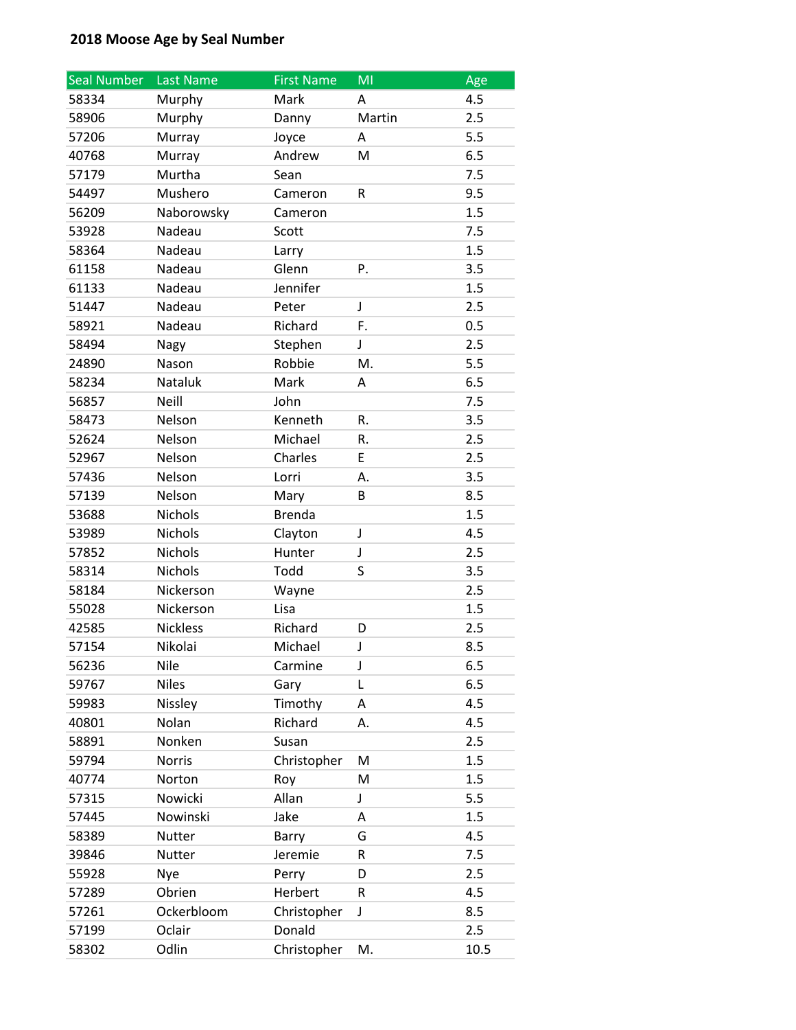**2018 Moose Age by Seal Number**

| Seal Number | Last Name | First Name | MI | Age |
|---|---|---|---|---|
| 58334 | Murphy | Mark | A | 4.5 |
| 58906 | Murphy | Danny | Martin | 2.5 |
| 57206 | Murray | Joyce | A | 5.5 |
| 40768 | Murray | Andrew | M | 6.5 |
| 57179 | Murtha | Sean | | 7.5 |
| 54497 | Mushero | Cameron | R | 9.5 |
| 56209 | Naborowsky | Cameron | | 1.5 |
| 53928 | Nadeau | Scott | | 7.5 |
| 58364 | Nadeau | Larry | | 1.5 |
| 61158 | Nadeau | Glenn | P. | 3.5 |
| 61133 | Nadeau | Jennifer | | 1.5 |
| 51447 | Nadeau | Peter | J | 2.5 |
| 58921 | Nadeau | Richard | F. | 0.5 |
| 58494 | Nagy | Stephen | J | 2.5 |
| 24890 | Nason | Robbie | M. | 5.5 |
| 58234 | Nataluk | Mark | A | 6.5 |
| 56857 | Neill | John | | 7.5 |
| 58473 | Nelson | Kenneth | R. | 3.5 |
| 52624 | Nelson | Michael | R. | 2.5 |
| 52967 | Nelson | Charles | E | 2.5 |
| 57436 | Nelson | Lorri | A. | 3.5 |
| 57139 | Nelson | Mary | B | 8.5 |
| 53688 | Nichols | Brenda | | 1.5 |
| 53989 | Nichols | Clayton | J | 4.5 |
| 57852 | Nichols | Hunter | J | 2.5 |
| 58314 | Nichols | Todd | S | 3.5 |
| 58184 | Nickerson | Wayne | | 2.5 |
| 55028 | Nickerson | Lisa | | 1.5 |
| 42585 | Nickless | Richard | D | 2.5 |
| 57154 | Nikolai | Michael | J | 8.5 |
| 56236 | Nile | Carmine | J | 6.5 |
| 59767 | Niles | Gary | L | 6.5 |
| 59983 | Nissley | Timothy | A | 4.5 |
| 40801 | Nolan | Richard | A. | 4.5 |
| 58891 | Nonken | Susan | | 2.5 |
| 59794 | Norris | Christopher | M | 1.5 |
| 40774 | Norton | Roy | M | 1.5 |
| 57315 | Nowicki | Allan | J | 5.5 |
| 57445 | Nowinski | Jake | A | 1.5 |
| 58389 | Nutter | Barry | G | 4.5 |
| 39846 | Nutter | Jeremie | R | 7.5 |
| 55928 | Nye | Perry | D | 2.5 |
| 57289 | Obrien | Herbert | R | 4.5 |
| 57261 | Ockerbloom | Christopher | J | 8.5 |
| 57199 | Oclair | Donald | | 2.5 |
| 58302 | Odlin | Christopher | M. | 10.5 |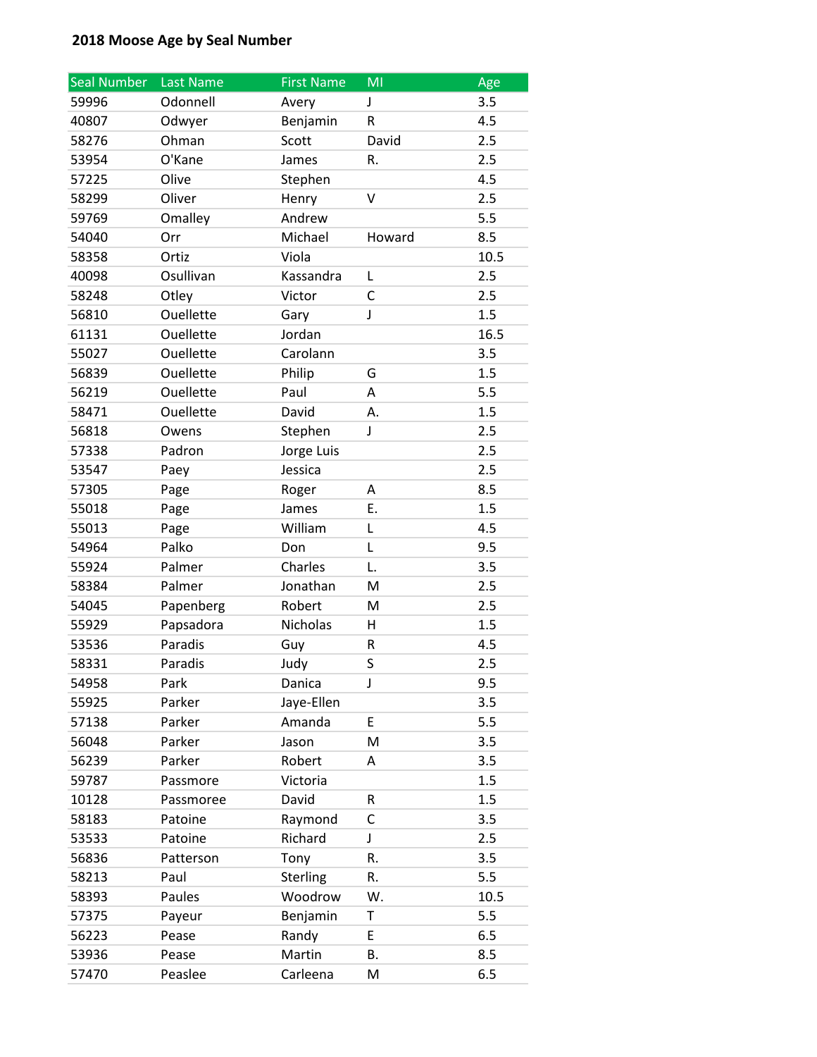**2018 Moose Age by Seal Number**

| Seal Number | Last Name | First Name | MI | Age |
|---|---|---|---|---|
| 59996 | Odonnell | Avery | J | 3.5 |
| 40807 | Odwyer | Benjamin | R | 4.5 |
| 58276 | Ohman | Scott | David | 2.5 |
| 53954 | O'Kane | James | R. | 2.5 |
| 57225 | Olive | Stephen | | 4.5 |
| 58299 | Oliver | Henry | V | 2.5 |
| 59769 | Omalley | Andrew | | 5.5 |
| 54040 | Orr | Michael | Howard | 8.5 |
| 58358 | Ortiz | Viola | | 10.5 |
| 40098 | Osullivan | Kassandra | L | 2.5 |
| 58248 | Otley | Victor | C | 2.5 |
| 56810 | Ouellette | Gary | J | 1.5 |
| 61131 | Ouellette | Jordan | | 16.5 |
| 55027 | Ouellette | Carolann | | 3.5 |
| 56839 | Ouellette | Philip | G | 1.5 |
| 56219 | Ouellette | Paul | A | 5.5 |
| 58471 | Ouellette | David | A. | 1.5 |
| 56818 | Owens | Stephen | J | 2.5 |
| 57338 | Padron | Jorge Luis | | 2.5 |
| 53547 | Paey | Jessica | | 2.5 |
| 57305 | Page | Roger | A | 8.5 |
| 55018 | Page | James | E. | 1.5 |
| 55013 | Page | William | L | 4.5 |
| 54964 | Palko | Don | L | 9.5 |
| 55924 | Palmer | Charles | L. | 3.5 |
| 58384 | Palmer | Jonathan | M | 2.5 |
| 54045 | Papenberg | Robert | M | 2.5 |
| 55929 | Papsadora | Nicholas | H | 1.5 |
| 53536 | Paradis | Guy | R | 4.5 |
| 58331 | Paradis | Judy | S | 2.5 |
| 54958 | Park | Danica | J | 9.5 |
| 55925 | Parker | Jaye-Ellen | | 3.5 |
| 57138 | Parker | Amanda | E | 5.5 |
| 56048 | Parker | Jason | M | 3.5 |
| 56239 | Parker | Robert | A | 3.5 |
| 59787 | Passmore | Victoria | | 1.5 |
| 10128 | Passmoree | David | R | 1.5 |
| 58183 | Patoine | Raymond | C | 3.5 |
| 53533 | Patoine | Richard | J | 2.5 |
| 56836 | Patterson | Tony | R. | 3.5 |
| 58213 | Paul | Sterling | R. | 5.5 |
| 58393 | Paules | Woodrow | W. | 10.5 |
| 57375 | Payeur | Benjamin | T | 5.5 |
| 56223 | Pease | Randy | E | 6.5 |
| 53936 | Pease | Martin | B. | 8.5 |
| 57470 | Peaslee | Carleena | M | 6.5 |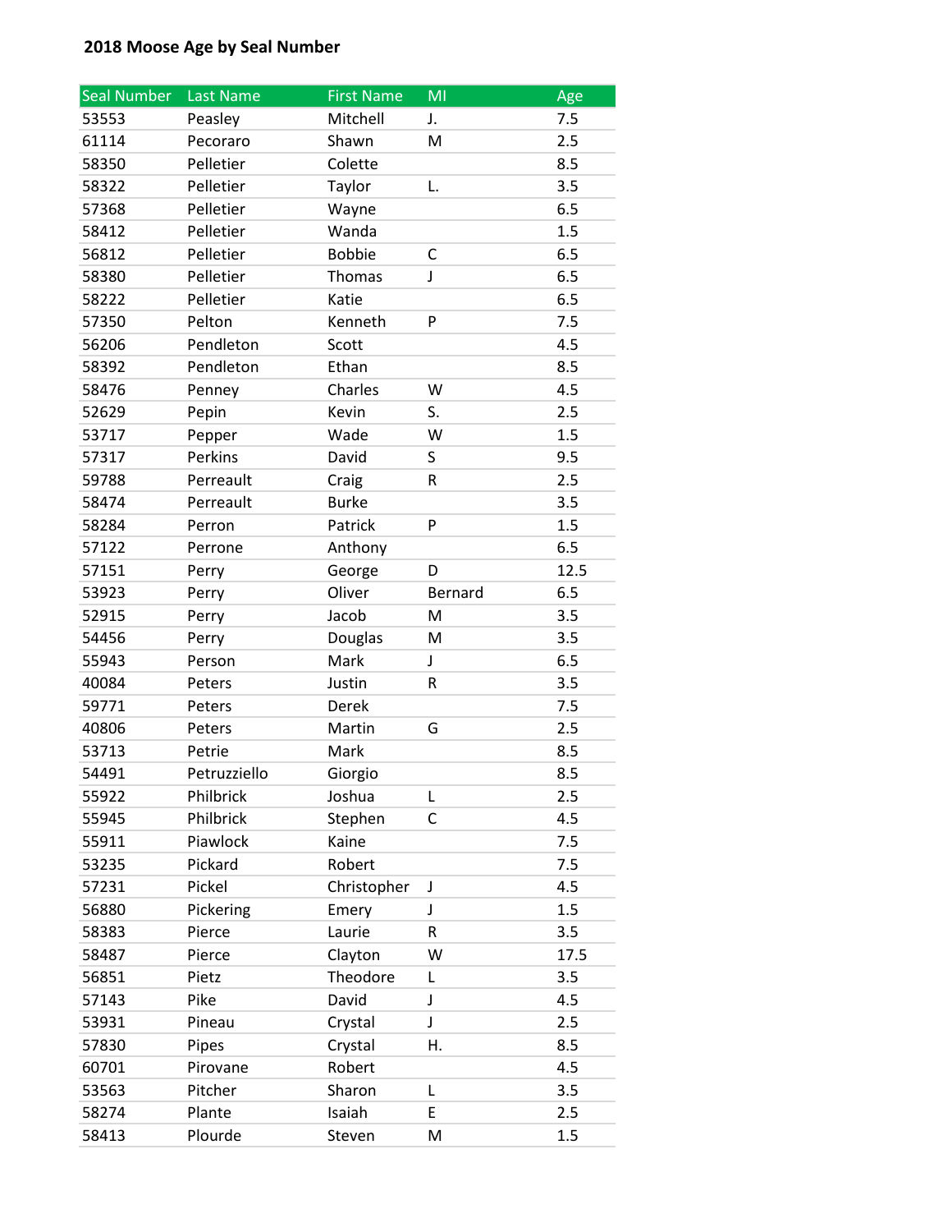**2018 Moose Age by Seal Number**

| Seal Number | Last Name | First Name | MI | Age |
|---|---|---|---|---|
| 53553 | Peasley | Mitchell | J. | 7.5 |
| 61114 | Pecoraro | Shawn | M | 2.5 |
| 58350 | Pelletier | Colette | | 8.5 |
| 58322 | Pelletier | Taylor | L. | 3.5 |
| 57368 | Pelletier | Wayne | | 6.5 |
| 58412 | Pelletier | Wanda | | 1.5 |
| 56812 | Pelletier | Bobbie | C | 6.5 |
| 58380 | Pelletier | Thomas | J | 6.5 |
| 58222 | Pelletier | Katie | | 6.5 |
| 57350 | Pelton | Kenneth | P | 7.5 |
| 56206 | Pendleton | Scott | | 4.5 |
| 58392 | Pendleton | Ethan | | 8.5 |
| 58476 | Penney | Charles | W | 4.5 |
| 52629 | Pepin | Kevin | S. | 2.5 |
| 53717 | Pepper | Wade | W | 1.5 |
| 57317 | Perkins | David | S | 9.5 |
| 59788 | Perreault | Craig | R | 2.5 |
| 58474 | Perreault | Burke | | 3.5 |
| 58284 | Perron | Patrick | P | 1.5 |
| 57122 | Perrone | Anthony | | 6.5 |
| 57151 | Perry | George | D | 12.5 |
| 53923 | Perry | Oliver | Bernard | 6.5 |
| 52915 | Perry | Jacob | M | 3.5 |
| 54456 | Perry | Douglas | M | 3.5 |
| 55943 | Person | Mark | J | 6.5 |
| 40084 | Peters | Justin | R | 3.5 |
| 59771 | Peters | Derek | | 7.5 |
| 40806 | Peters | Martin | G | 2.5 |
| 53713 | Petrie | Mark | | 8.5 |
| 54491 | Petruzziello | Giorgio | | 8.5 |
| 55922 | Philbrick | Joshua | L | 2.5 |
| 55945 | Philbrick | Stephen | C | 4.5 |
| 55911 | Piawlock | Kaine | | 7.5 |
| 53235 | Pickard | Robert | | 7.5 |
| 57231 | Pickel | Christopher | J | 4.5 |
| 56880 | Pickering | Emery | J | 1.5 |
| 58383 | Pierce | Laurie | R | 3.5 |
| 58487 | Pierce | Clayton | W | 17.5 |
| 56851 | Pietz | Theodore | L | 3.5 |
| 57143 | Pike | David | J | 4.5 |
| 53931 | Pineau | Crystal | J | 2.5 |
| 57830 | Pipes | Crystal | H. | 8.5 |
| 60701 | Pirovane | Robert | | 4.5 |
| 53563 | Pitcher | Sharon | L | 3.5 |
| 58274 | Plante | Isaiah | E | 2.5 |
| 58413 | Plourde | Steven | M | 1.5 |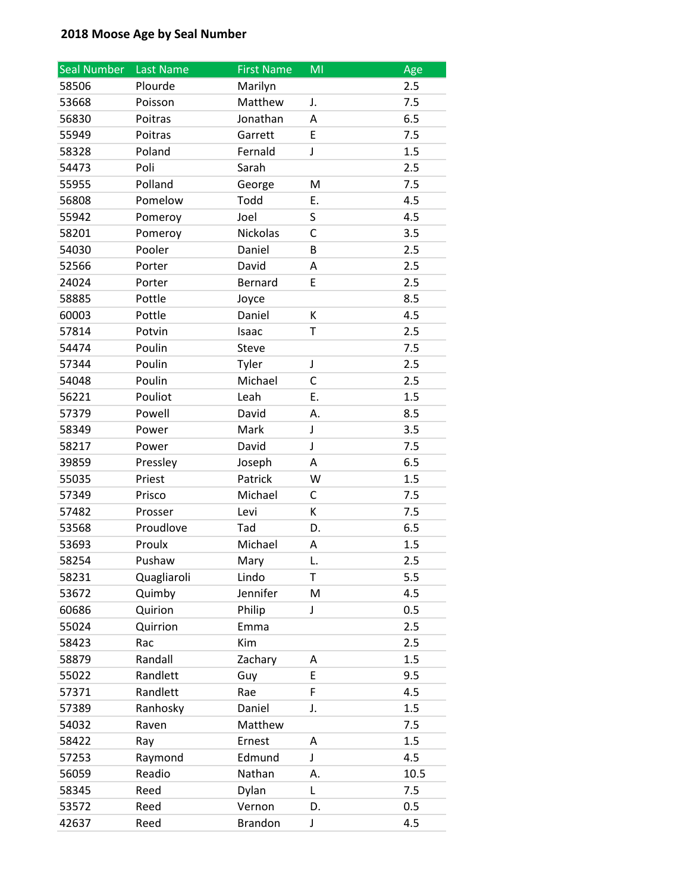**2018 Moose Age by Seal Number**

| Seal Number | Last Name | First Name | MI | Age |
|---|---|---|---|---|
| 58506 | Plourde | Marilyn | | 2.5 |
| 53668 | Poisson | Matthew | J. | 7.5 |
| 56830 | Poitras | Jonathan | A | 6.5 |
| 55949 | Poitras | Garrett | E | 7.5 |
| 58328 | Poland | Fernald | J | 1.5 |
| 54473 | Poli | Sarah | | 2.5 |
| 55955 | Polland | George | M | 7.5 |
| 56808 | Pomelow | Todd | E. | 4.5 |
| 55942 | Pomeroy | Joel | S | 4.5 |
| 58201 | Pomeroy | Nickolas | C | 3.5 |
| 54030 | Pooler | Daniel | B | 2.5 |
| 52566 | Porter | David | A | 2.5 |
| 24024 | Porter | Bernard | E | 2.5 |
| 58885 | Pottle | Joyce | | 8.5 |
| 60003 | Pottle | Daniel | K | 4.5 |
| 57814 | Potvin | Isaac | T | 2.5 |
| 54474 | Poulin | Steve | | 7.5 |
| 57344 | Poulin | Tyler | J | 2.5 |
| 54048 | Poulin | Michael | C | 2.5 |
| 56221 | Pouliot | Leah | E. | 1.5 |
| 57379 | Powell | David | A. | 8.5 |
| 58349 | Power | Mark | J | 3.5 |
| 58217 | Power | David | J | 7.5 |
| 39859 | Pressley | Joseph | A | 6.5 |
| 55035 | Priest | Patrick | W | 1.5 |
| 57349 | Prisco | Michael | C | 7.5 |
| 57482 | Prosser | Levi | K | 7.5 |
| 53568 | Proudlove | Tad | D. | 6.5 |
| 53693 | Proulx | Michael | A | 1.5 |
| 58254 | Pushaw | Mary | L. | 2.5 |
| 58231 | Quagliaroli | Lindo | T | 5.5 |
| 53672 | Quimby | Jennifer | M | 4.5 |
| 60686 | Quirion | Philip | J | 0.5 |
| 55024 | Quirrion | Emma | | 2.5 |
| 58423 | Rac | Kim | | 2.5 |
| 58879 | Randall | Zachary | A | 1.5 |
| 55022 | Randlett | Guy | E | 9.5 |
| 57371 | Randlett | Rae | F | 4.5 |
| 57389 | Ranhosky | Daniel | J. | 1.5 |
| 54032 | Raven | Matthew | | 7.5 |
| 58422 | Ray | Ernest | A | 1.5 |
| 57253 | Raymond | Edmund | J | 4.5 |
| 56059 | Readio | Nathan | A. | 10.5 |
| 58345 | Reed | Dylan | L | 7.5 |
| 53572 | Reed | Vernon | D. | 0.5 |
| 42637 | Reed | Brandon | J | 4.5 |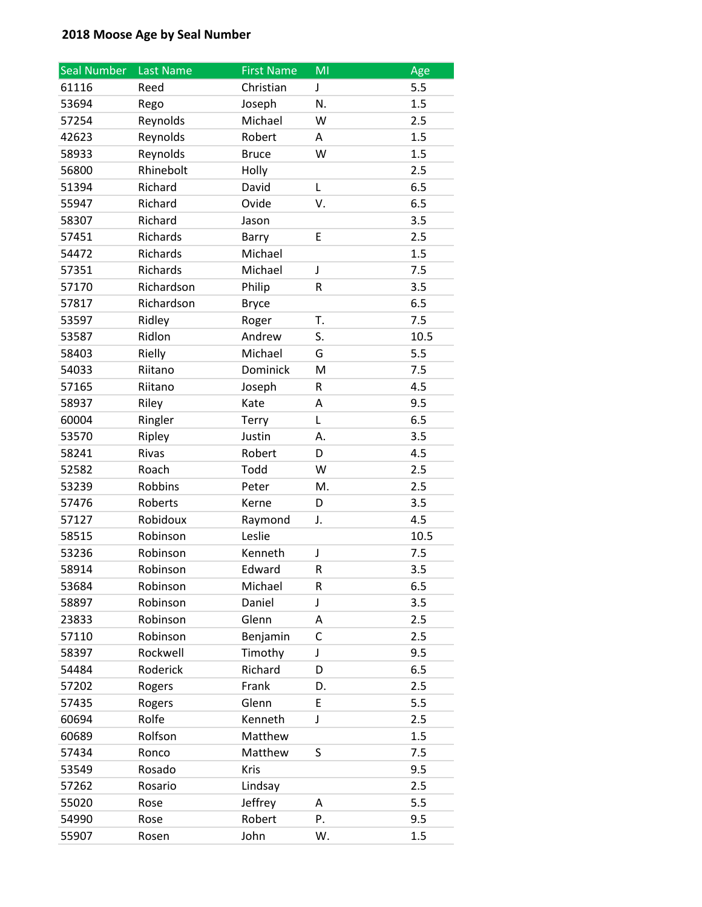**2018 Moose Age by Seal Number**

| Seal Number | Last Name | First Name | MI | Age |
|---|---|---|---|---|
| 61116 | Reed | Christian | J | 5.5 |
| 53694 | Rego | Joseph | N. | 1.5 |
| 57254 | Reynolds | Michael | W | 2.5 |
| 42623 | Reynolds | Robert | A | 1.5 |
| 58933 | Reynolds | Bruce | W | 1.5 |
| 56800 | Rhinebolt | Holly | | 2.5 |
| 51394 | Richard | David | L | 6.5 |
| 55947 | Richard | Ovide | V. | 6.5 |
| 58307 | Richard | Jason | | 3.5 |
| 57451 | Richards | Barry | E | 2.5 |
| 54472 | Richards | Michael | | 1.5 |
| 57351 | Richards | Michael | J | 7.5 |
| 57170 | Richardson | Philip | R | 3.5 |
| 57817 | Richardson | Bryce | | 6.5 |
| 53597 | Ridley | Roger | T. | 7.5 |
| 53587 | Ridlon | Andrew | S. | 10.5 |
| 58403 | Rielly | Michael | G | 5.5 |
| 54033 | Riitano | Dominick | M | 7.5 |
| 57165 | Riitano | Joseph | R | 4.5 |
| 58937 | Riley | Kate | A | 9.5 |
| 60004 | Ringler | Terry | L | 6.5 |
| 53570 | Ripley | Justin | A. | 3.5 |
| 58241 | Rivas | Robert | D | 4.5 |
| 52582 | Roach | Todd | W | 2.5 |
| 53239 | Robbins | Peter | M. | 2.5 |
| 57476 | Roberts | Kerne | D | 3.5 |
| 57127 | Robidoux | Raymond | J. | 4.5 |
| 58515 | Robinson | Leslie | | 10.5 |
| 53236 | Robinson | Kenneth | J | 7.5 |
| 58914 | Robinson | Edward | R | 3.5 |
| 53684 | Robinson | Michael | R | 6.5 |
| 58897 | Robinson | Daniel | J | 3.5 |
| 23833 | Robinson | Glenn | A | 2.5 |
| 57110 | Robinson | Benjamin | C | 2.5 |
| 58397 | Rockwell | Timothy | J | 9.5 |
| 54484 | Roderick | Richard | D | 6.5 |
| 57202 | Rogers | Frank | D. | 2.5 |
| 57435 | Rogers | Glenn | E | 5.5 |
| 60694 | Rolfe | Kenneth | J | 2.5 |
| 60689 | Rolfson | Matthew | | 1.5 |
| 57434 | Ronco | Matthew | S | 7.5 |
| 53549 | Rosado | Kris | | 9.5 |
| 57262 | Rosario | Lindsay | | 2.5 |
| 55020 | Rose | Jeffrey | A | 5.5 |
| 54990 | Rose | Robert | P. | 9.5 |
| 55907 | Rosen | John | W. | 1.5 |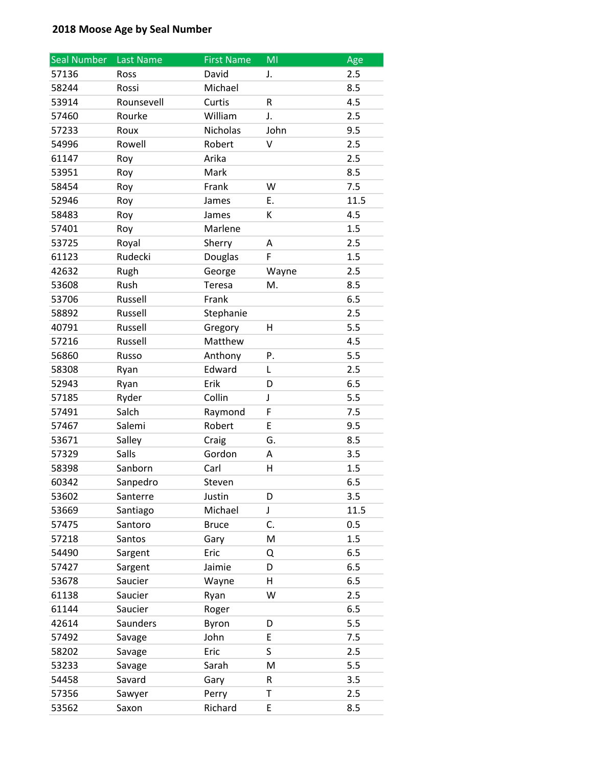**2018 Moose Age by Seal Number**

| Seal Number | Last Name | First Name | MI | Age |
|---|---|---|---|---|
| 57136 | Ross | David | J. | 2.5 |
| 58244 | Rossi | Michael | | 8.5 |
| 53914 | Rounsevell | Curtis | R | 4.5 |
| 57460 | Rourke | William | J. | 2.5 |
| 57233 | Roux | Nicholas | John | 9.5 |
| 54996 | Rowell | Robert | V | 2.5 |
| 61147 | Roy | Arika | | 2.5 |
| 53951 | Roy | Mark | | 8.5 |
| 58454 | Roy | Frank | W | 7.5 |
| 52946 | Roy | James | E. | 11.5 |
| 58483 | Roy | James | K | 4.5 |
| 57401 | Roy | Marlene | | 1.5 |
| 53725 | Royal | Sherry | A | 2.5 |
| 61123 | Rudecki | Douglas | F | 1.5 |
| 42632 | Rugh | George | Wayne | 2.5 |
| 53608 | Rush | Teresa | M. | 8.5 |
| 53706 | Russell | Frank | | 6.5 |
| 58892 | Russell | Stephanie | | 2.5 |
| 40791 | Russell | Gregory | H | 5.5 |
| 57216 | Russell | Matthew | | 4.5 |
| 56860 | Russo | Anthony | P. | 5.5 |
| 58308 | Ryan | Edward | L | 2.5 |
| 52943 | Ryan | Erik | D | 6.5 |
| 57185 | Ryder | Collin | J | 5.5 |
| 57491 | Salch | Raymond | F | 7.5 |
| 57467 | Salemi | Robert | E | 9.5 |
| 53671 | Salley | Craig | G. | 8.5 |
| 57329 | Salls | Gordon | A | 3.5 |
| 58398 | Sanborn | Carl | H | 1.5 |
| 60342 | Sanpedro | Steven | | 6.5 |
| 53602 | Santerre | Justin | D | 3.5 |
| 53669 | Santiago | Michael | J | 11.5 |
| 57475 | Santoro | Bruce | C. | 0.5 |
| 57218 | Santos | Gary | M | 1.5 |
| 54490 | Sargent | Eric | Q | 6.5 |
| 57427 | Sargent | Jaimie | D | 6.5 |
| 53678 | Saucier | Wayne | H | 6.5 |
| 61138 | Saucier | Ryan | W | 2.5 |
| 61144 | Saucier | Roger | | 6.5 |
| 42614 | Saunders | Byron | D | 5.5 |
| 57492 | Savage | John | E | 7.5 |
| 58202 | Savage | Eric | S | 2.5 |
| 53233 | Savage | Sarah | M | 5.5 |
| 54458 | Savard | Gary | R | 3.5 |
| 57356 | Sawyer | Perry | T | 2.5 |
| 53562 | Saxon | Richard | E | 8.5 |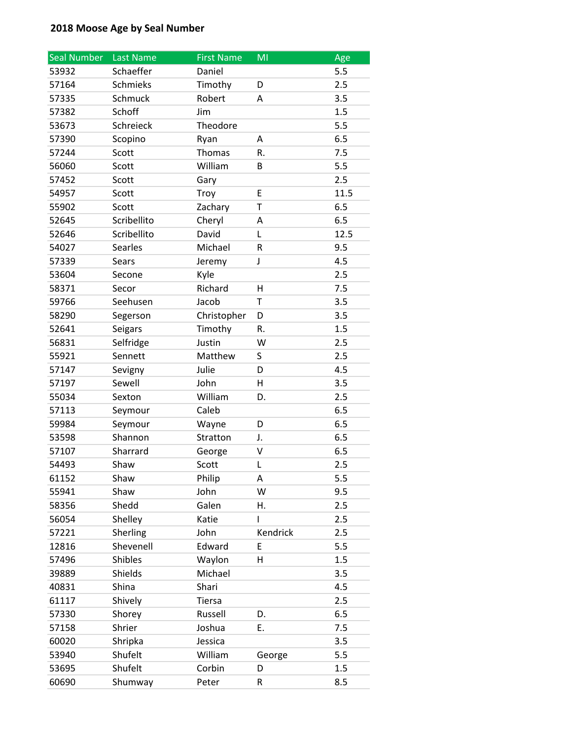**2018 Moose Age by Seal Number**

| Seal Number | Last Name | First Name | MI | Age |
|---|---|---|---|---|
| 53932 | Schaeffer | Daniel | | 5.5 |
| 57164 | Schmieks | Timothy | D | 2.5 |
| 57335 | Schmuck | Robert | A | 3.5 |
| 57382 | Schoff | Jim | | 1.5 |
| 53673 | Schreieck | Theodore | | 5.5 |
| 57390 | Scopino | Ryan | A | 6.5 |
| 57244 | Scott | Thomas | R. | 7.5 |
| 56060 | Scott | William | B | 5.5 |
| 57452 | Scott | Gary | | 2.5 |
| 54957 | Scott | Troy | E | 11.5 |
| 55902 | Scott | Zachary | T | 6.5 |
| 52645 | Scribellito | Cheryl | A | 6.5 |
| 52646 | Scribellito | David | L | 12.5 |
| 54027 | Searles | Michael | R | 9.5 |
| 57339 | Sears | Jeremy | J | 4.5 |
| 53604 | Secone | Kyle | | 2.5 |
| 58371 | Secor | Richard | H | 7.5 |
| 59766 | Seehusen | Jacob | T | 3.5 |
| 58290 | Segerson | Christopher | D | 3.5 |
| 52641 | Seigars | Timothy | R. | 1.5 |
| 56831 | Selfridge | Justin | W | 2.5 |
| 55921 | Sennett | Matthew | S | 2.5 |
| 57147 | Sevigny | Julie | D | 4.5 |
| 57197 | Sewell | John | H | 3.5 |
| 55034 | Sexton | William | D. | 2.5 |
| 57113 | Seymour | Caleb | | 6.5 |
| 59984 | Seymour | Wayne | D | 6.5 |
| 53598 | Shannon | Stratton | J. | 6.5 |
| 57107 | Sharrard | George | V | 6.5 |
| 54493 | Shaw | Scott | L | 2.5 |
| 61152 | Shaw | Philip | A | 5.5 |
| 55941 | Shaw | John | W | 9.5 |
| 58356 | Shedd | Galen | H. | 2.5 |
| 56054 | Shelley | Katie | I | 2.5 |
| 57221 | Sherling | John | Kendrick | 2.5 |
| 12816 | Shevenell | Edward | E | 5.5 |
| 57496 | Shibles | Waylon | H | 1.5 |
| 39889 | Shields | Michael | | 3.5 |
| 40831 | Shina | Shari | | 4.5 |
| 61117 | Shively | Tiersa | | 2.5 |
| 57330 | Shorey | Russell | D. | 6.5 |
| 57158 | Shrier | Joshua | E. | 7.5 |
| 60020 | Shripka | Jessica | | 3.5 |
| 53940 | Shufelt | William | George | 5.5 |
| 53695 | Shufelt | Corbin | D | 1.5 |
| 60690 | Shumway | Peter | R | 8.5 |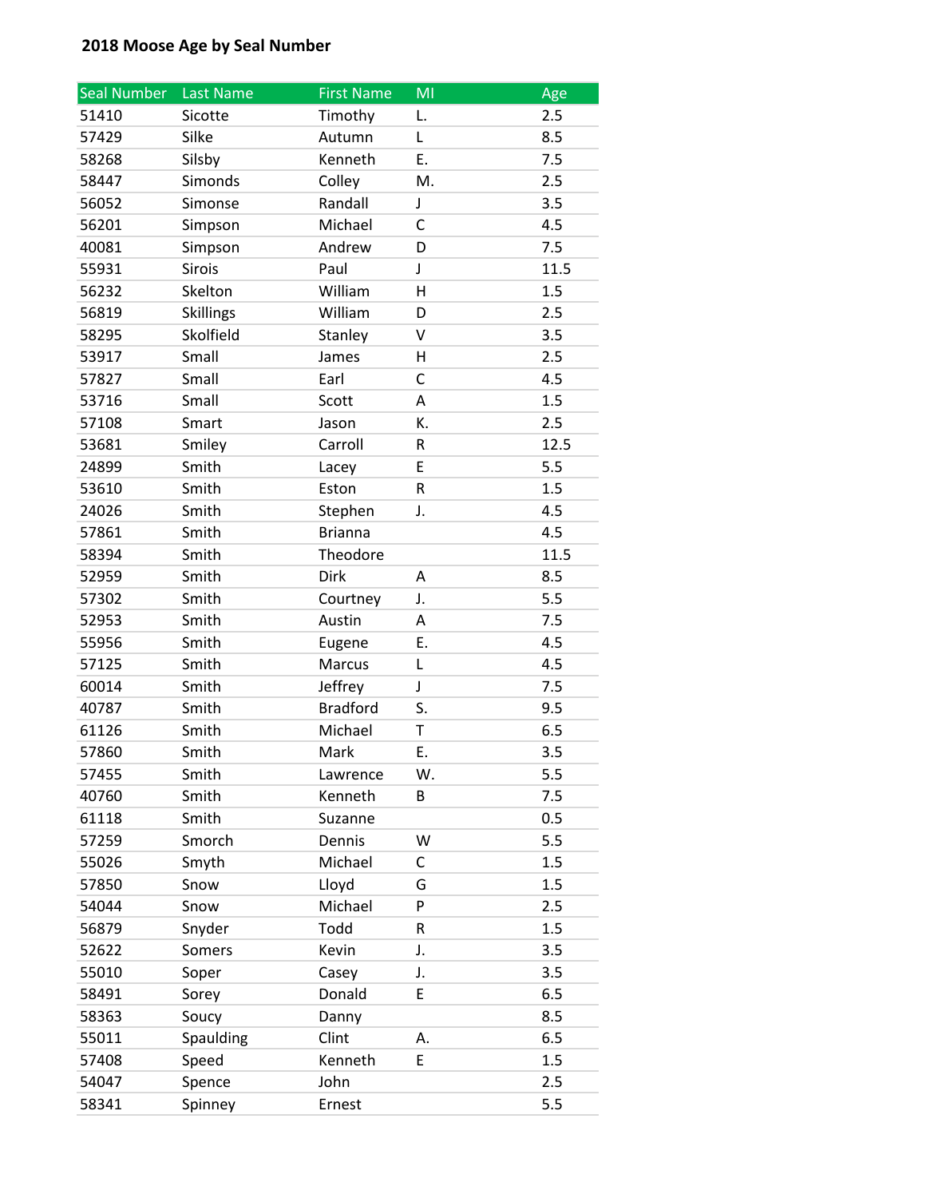**2018 Moose Age by Seal Number**

| Seal Number | Last Name | First Name | MI | Age |
|---|---|---|---|---|
| 51410 | Sicotte | Timothy | L. | 2.5 |
| 57429 | Silke | Autumn | L | 8.5 |
| 58268 | Silsby | Kenneth | E. | 7.5 |
| 58447 | Simonds | Colley | M. | 2.5 |
| 56052 | Simonse | Randall | J | 3.5 |
| 56201 | Simpson | Michael | C | 4.5 |
| 40081 | Simpson | Andrew | D | 7.5 |
| 55931 | Sirois | Paul | J | 11.5 |
| 56232 | Skelton | William | H | 1.5 |
| 56819 | Skillings | William | D | 2.5 |
| 58295 | Skolfield | Stanley | V | 3.5 |
| 53917 | Small | James | H | 2.5 |
| 57827 | Small | Earl | C | 4.5 |
| 53716 | Small | Scott | A | 1.5 |
| 57108 | Smart | Jason | K. | 2.5 |
| 53681 | Smiley | Carroll | R | 12.5 |
| 24899 | Smith | Lacey | E | 5.5 |
| 53610 | Smith | Eston | R | 1.5 |
| 24026 | Smith | Stephen | J. | 4.5 |
| 57861 | Smith | Brianna | | 4.5 |
| 58394 | Smith | Theodore | | 11.5 |
| 52959 | Smith | Dirk | A | 8.5 |
| 57302 | Smith | Courtney | J. | 5.5 |
| 52953 | Smith | Austin | A | 7.5 |
| 55956 | Smith | Eugene | E. | 4.5 |
| 57125 | Smith | Marcus | L | 4.5 |
| 60014 | Smith | Jeffrey | J | 7.5 |
| 40787 | Smith | Bradford | S. | 9.5 |
| 61126 | Smith | Michael | T | 6.5 |
| 57860 | Smith | Mark | E. | 3.5 |
| 57455 | Smith | Lawrence | W. | 5.5 |
| 40760 | Smith | Kenneth | B | 7.5 |
| 61118 | Smith | Suzanne | | 0.5 |
| 57259 | Smorch | Dennis | W | 5.5 |
| 55026 | Smyth | Michael | C | 1.5 |
| 57850 | Snow | Lloyd | G | 1.5 |
| 54044 | Snow | Michael | P | 2.5 |
| 56879 | Snyder | Todd | R | 1.5 |
| 52622 | Somers | Kevin | J. | 3.5 |
| 55010 | Soper | Casey | J. | 3.5 |
| 58491 | Sorey | Donald | E | 6.5 |
| 58363 | Soucy | Danny | | 8.5 |
| 55011 | Spaulding | Clint | A. | 6.5 |
| 57408 | Speed | Kenneth | E | 1.5 |
| 54047 | Spence | John | | 2.5 |
| 58341 | Spinney | Ernest | | 5.5 |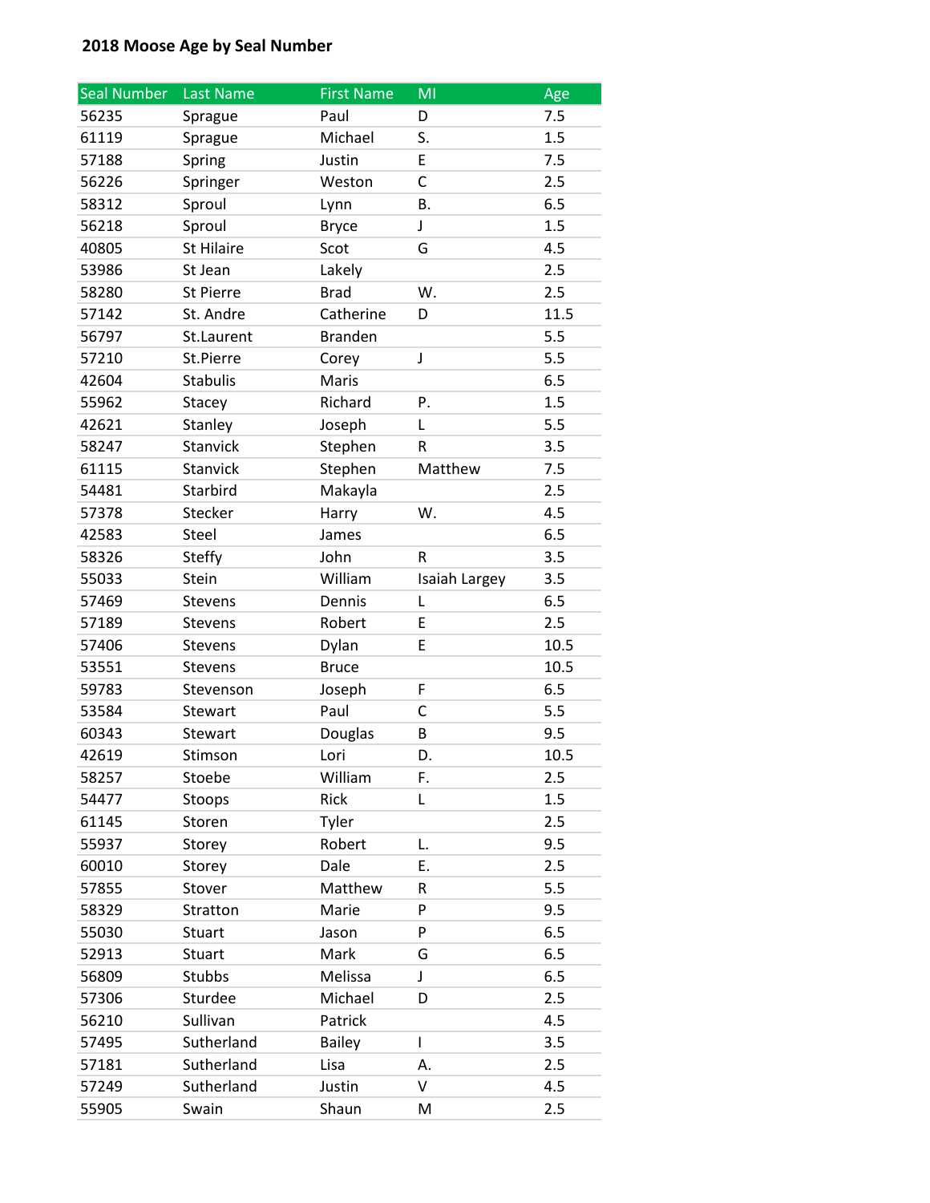**2018 Moose Age by Seal Number**

| Seal Number | Last Name | First Name | MI | Age |
|---|---|---|---|---|
| 56235 | Sprague | Paul | D | 7.5 |
| 61119 | Sprague | Michael | S. | 1.5 |
| 57188 | Spring | Justin | E | 7.5 |
| 56226 | Springer | Weston | C | 2.5 |
| 58312 | Sproul | Lynn | B. | 6.5 |
| 56218 | Sproul | Bryce | J | 1.5 |
| 40805 | St Hilaire | Scot | G | 4.5 |
| 53986 | St Jean | Lakely | | 2.5 |
| 58280 | St Pierre | Brad | W. | 2.5 |
| 57142 | St. Andre | Catherine | D | 11.5 |
| 56797 | St.Laurent | Branden | | 5.5 |
| 57210 | St.Pierre | Corey | J | 5.5 |
| 42604 | Stabulis | Maris | | 6.5 |
| 55962 | Stacey | Richard | P. | 1.5 |
| 42621 | Stanley | Joseph | L | 5.5 |
| 58247 | Stanvick | Stephen | R | 3.5 |
| 61115 | Stanvick | Stephen | Matthew | 7.5 |
| 54481 | Starbird | Makayla | | 2.5 |
| 57378 | Stecker | Harry | W. | 4.5 |
| 42583 | Steel | James | | 6.5 |
| 58326 | Steffy | John | R | 3.5 |
| 55033 | Stein | William | Isaiah Largey | 3.5 |
| 57469 | Stevens | Dennis | L | 6.5 |
| 57189 | Stevens | Robert | E | 2.5 |
| 57406 | Stevens | Dylan | E | 10.5 |
| 53551 | Stevens | Bruce | | 10.5 |
| 59783 | Stevenson | Joseph | F | 6.5 |
| 53584 | Stewart | Paul | C | 5.5 |
| 60343 | Stewart | Douglas | B | 9.5 |
| 42619 | Stimson | Lori | D. | 10.5 |
| 58257 | Stoebe | William | F. | 2.5 |
| 54477 | Stoops | Rick | L | 1.5 |
| 61145 | Storen | Tyler | | 2.5 |
| 55937 | Storey | Robert | L. | 9.5 |
| 60010 | Storey | Dale | E. | 2.5 |
| 57855 | Stover | Matthew | R | 5.5 |
| 58329 | Stratton | Marie | P | 9.5 |
| 55030 | Stuart | Jason | P | 6.5 |
| 52913 | Stuart | Mark | G | 6.5 |
| 56809 | Stubbs | Melissa | J | 6.5 |
| 57306 | Sturdee | Michael | D | 2.5 |
| 56210 | Sullivan | Patrick | | 4.5 |
| 57495 | Sutherland | Bailey | I | 3.5 |
| 57181 | Sutherland | Lisa | A. | 2.5 |
| 57249 | Sutherland | Justin | V | 4.5 |
| 55905 | Swain | Shaun | M | 2.5 |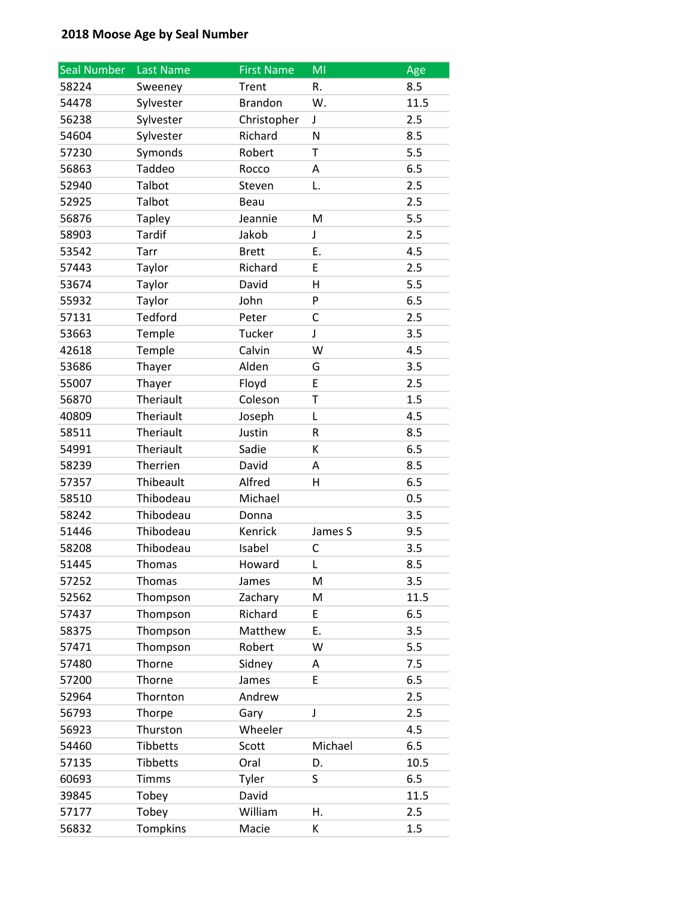**2018 Moose Age by Seal Number**

| Seal Number | Last Name | First Name | MI | Age |
|---|---|---|---|---|
| 58224 | Sweeney | Trent | R. | 8.5 |
| 54478 | Sylvester | Brandon | W. | 11.5 |
| 56238 | Sylvester | Christopher | J | 2.5 |
| 54604 | Sylvester | Richard | N | 8.5 |
| 57230 | Symonds | Robert | T | 5.5 |
| 56863 | Taddeo | Rocco | A | 6.5 |
| 52940 | Talbot | Steven | L. | 2.5 |
| 52925 | Talbot | Beau | | 2.5 |
| 56876 | Tapley | Jeannie | M | 5.5 |
| 58903 | Tardif | Jakob | J | 2.5 |
| 53542 | Tarr | Brett | E. | 4.5 |
| 57443 | Taylor | Richard | E | 2.5 |
| 53674 | Taylor | David | H | 5.5 |
| 55932 | Taylor | John | P | 6.5 |
| 57131 | Tedford | Peter | C | 2.5 |
| 53663 | Temple | Tucker | J | 3.5 |
| 42618 | Temple | Calvin | W | 4.5 |
| 53686 | Thayer | Alden | G | 3.5 |
| 55007 | Thayer | Floyd | E | 2.5 |
| 56870 | Theriault | Coleson | T | 1.5 |
| 40809 | Theriault | Joseph | L | 4.5 |
| 58511 | Theriault | Justin | R | 8.5 |
| 54991 | Theriault | Sadie | K | 6.5 |
| 58239 | Therrien | David | A | 8.5 |
| 57357 | Thibeault | Alfred | H | 6.5 |
| 58510 | Thibodeau | Michael | | 0.5 |
| 58242 | Thibodeau | Donna | | 3.5 |
| 51446 | Thibodeau | Kenrick | James S | 9.5 |
| 58208 | Thibodeau | Isabel | C | 3.5 |
| 51445 | Thomas | Howard | L | 8.5 |
| 57252 | Thomas | James | M | 3.5 |
| 52562 | Thompson | Zachary | M | 11.5 |
| 57437 | Thompson | Richard | E | 6.5 |
| 58375 | Thompson | Matthew | E. | 3.5 |
| 57471 | Thompson | Robert | W | 5.5 |
| 57480 | Thorne | Sidney | A | 7.5 |
| 57200 | Thorne | James | E | 6.5 |
| 52964 | Thornton | Andrew | | 2.5 |
| 56793 | Thorpe | Gary | J | 2.5 |
| 56923 | Thurston | Wheeler | | 4.5 |
| 54460 | Tibbetts | Scott | Michael | 6.5 |
| 57135 | Tibbetts | Oral | D. | 10.5 |
| 60693 | Timms | Tyler | S | 6.5 |
| 39845 | Tobey | David | | 11.5 |
| 57177 | Tobey | William | H. | 2.5 |
| 56832 | Tompkins | Macie | K | 1.5 |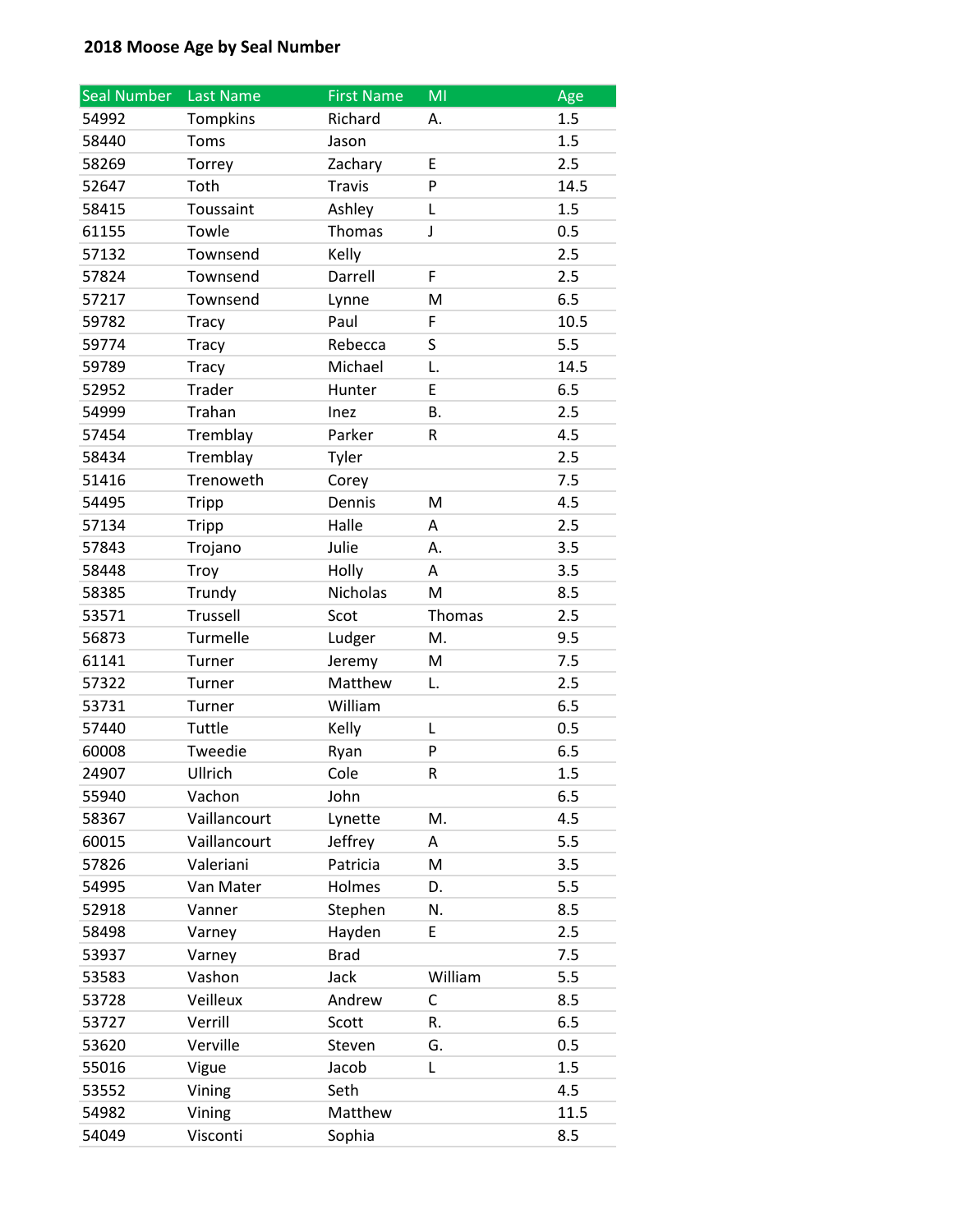**2018 Moose Age by Seal Number**

| Seal Number | Last Name | First Name | MI | Age |
|---|---|---|---|---|
| 54992 | Tompkins | Richard | A. | 1.5 |
| 58440 | Toms | Jason | | 1.5 |
| 58269 | Torrey | Zachary | E | 2.5 |
| 52647 | Toth | Travis | P | 14.5 |
| 58415 | Toussaint | Ashley | L | 1.5 |
| 61155 | Towle | Thomas | J | 0.5 |
| 57132 | Townsend | Kelly | | 2.5 |
| 57824 | Townsend | Darrell | F | 2.5 |
| 57217 | Townsend | Lynne | M | 6.5 |
| 59782 | Tracy | Paul | F | 10.5 |
| 59774 | Tracy | Rebecca | S | 5.5 |
| 59789 | Tracy | Michael | L. | 14.5 |
| 52952 | Trader | Hunter | E | 6.5 |
| 54999 | Trahan | Inez | B. | 2.5 |
| 57454 | Tremblay | Parker | R | 4.5 |
| 58434 | Tremblay | Tyler | | 2.5 |
| 51416 | Trenoweth | Corey | | 7.5 |
| 54495 | Tripp | Dennis | M | 4.5 |
| 57134 | Tripp | Halle | A | 2.5 |
| 57843 | Trojano | Julie | A. | 3.5 |
| 58448 | Troy | Holly | A | 3.5 |
| 58385 | Trundy | Nicholas | M | 8.5 |
| 53571 | Trussell | Scot | Thomas | 2.5 |
| 56873 | Turmelle | Ludger | M. | 9.5 |
| 61141 | Turner | Jeremy | M | 7.5 |
| 57322 | Turner | Matthew | L. | 2.5 |
| 53731 | Turner | William | | 6.5 |
| 57440 | Tuttle | Kelly | L | 0.5 |
| 60008 | Tweedie | Ryan | P | 6.5 |
| 24907 | Ullrich | Cole | R | 1.5 |
| 55940 | Vachon | John | | 6.5 |
| 58367 | Vaillancourt | Lynette | M. | 4.5 |
| 60015 | Vaillancourt | Jeffrey | A | 5.5 |
| 57826 | Valeriani | Patricia | M | 3.5 |
| 54995 | Van Mater | Holmes | D. | 5.5 |
| 52918 | Vanner | Stephen | N. | 8.5 |
| 58498 | Varney | Hayden | E | 2.5 |
| 53937 | Varney | Brad | | 7.5 |
| 53583 | Vashon | Jack | William | 5.5 |
| 53728 | Veilleux | Andrew | C | 8.5 |
| 53727 | Verrill | Scott | R. | 6.5 |
| 53620 | Verville | Steven | G. | 0.5 |
| 55016 | Vigue | Jacob | L | 1.5 |
| 53552 | Vining | Seth | | 4.5 |
| 54982 | Vining | Matthew | | 11.5 |
| 54049 | Visconti | Sophia | | 8.5 |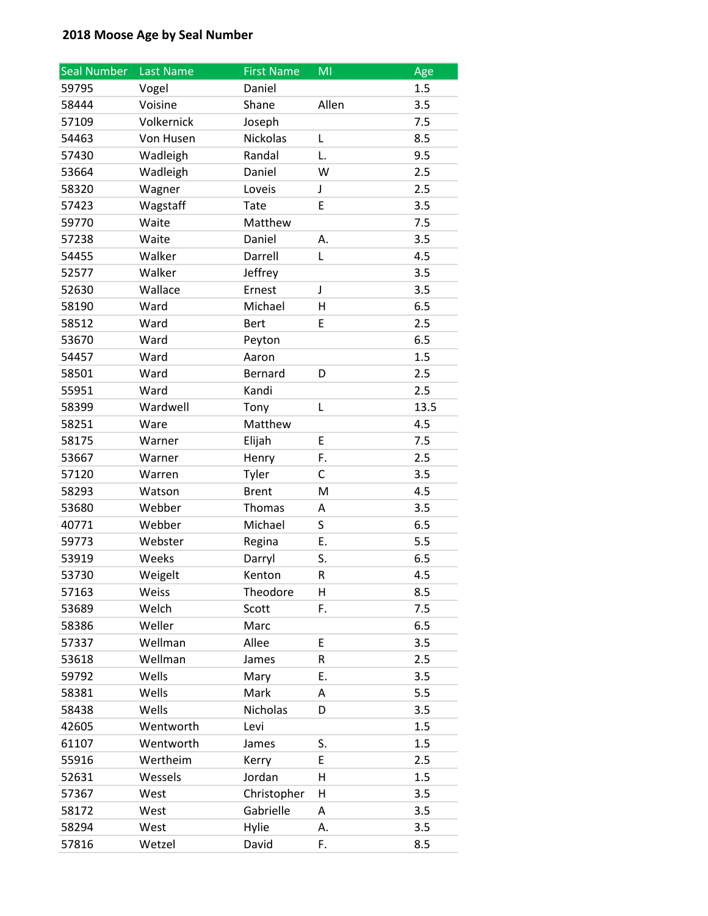**2018 Moose Age by Seal Number**

| Seal Number | Last Name | First Name | MI | Age |
|---|---|---|---|---|
| 59795 | Vogel | Daniel | | 1.5 |
| 58444 | Voisine | Shane | Allen | 3.5 |
| 57109 | Volkernick | Joseph | | 7.5 |
| 54463 | Von Husen | Nickolas | L | 8.5 |
| 57430 | Wadleigh | Randal | L. | 9.5 |
| 53664 | Wadleigh | Daniel | W | 2.5 |
| 58320 | Wagner | Loveis | J | 2.5 |
| 57423 | Wagstaff | Tate | E | 3.5 |
| 59770 | Waite | Matthew | | 7.5 |
| 57238 | Waite | Daniel | A. | 3.5 |
| 54455 | Walker | Darrell | L | 4.5 |
| 52577 | Walker | Jeffrey | | 3.5 |
| 52630 | Wallace | Ernest | J | 3.5 |
| 58190 | Ward | Michael | H | 6.5 |
| 58512 | Ward | Bert | E | 2.5 |
| 53670 | Ward | Peyton | | 6.5 |
| 54457 | Ward | Aaron | | 1.5 |
| 58501 | Ward | Bernard | D | 2.5 |
| 55951 | Ward | Kandi | | 2.5 |
| 58399 | Wardwell | Tony | L | 13.5 |
| 58251 | Ware | Matthew | | 4.5 |
| 58175 | Warner | Elijah | E | 7.5 |
| 53667 | Warner | Henry | F. | 2.5 |
| 57120 | Warren | Tyler | C | 3.5 |
| 58293 | Watson | Brent | M | 4.5 |
| 53680 | Webber | Thomas | A | 3.5 |
| 40771 | Webber | Michael | S | 6.5 |
| 59773 | Webster | Regina | E. | 5.5 |
| 53919 | Weeks | Darryl | S. | 6.5 |
| 53730 | Weigelt | Kenton | R | 4.5 |
| 57163 | Weiss | Theodore | H | 8.5 |
| 53689 | Welch | Scott | F. | 7.5 |
| 58386 | Weller | Marc | | 6.5 |
| 57337 | Wellman | Allee | E | 3.5 |
| 53618 | Wellman | James | R | 2.5 |
| 59792 | Wells | Mary | E. | 3.5 |
| 58381 | Wells | Mark | A | 5.5 |
| 58438 | Wells | Nicholas | D | 3.5 |
| 42605 | Wentworth | Levi | | 1.5 |
| 61107 | Wentworth | James | S. | 1.5 |
| 55916 | Wertheim | Kerry | E | 2.5 |
| 52631 | Wessels | Jordan | H | 1.5 |
| 57367 | West | Christopher | H | 3.5 |
| 58172 | West | Gabrielle | A | 3.5 |
| 58294 | West | Hylie | A. | 3.5 |
| 57816 | Wetzel | David | F. | 8.5 |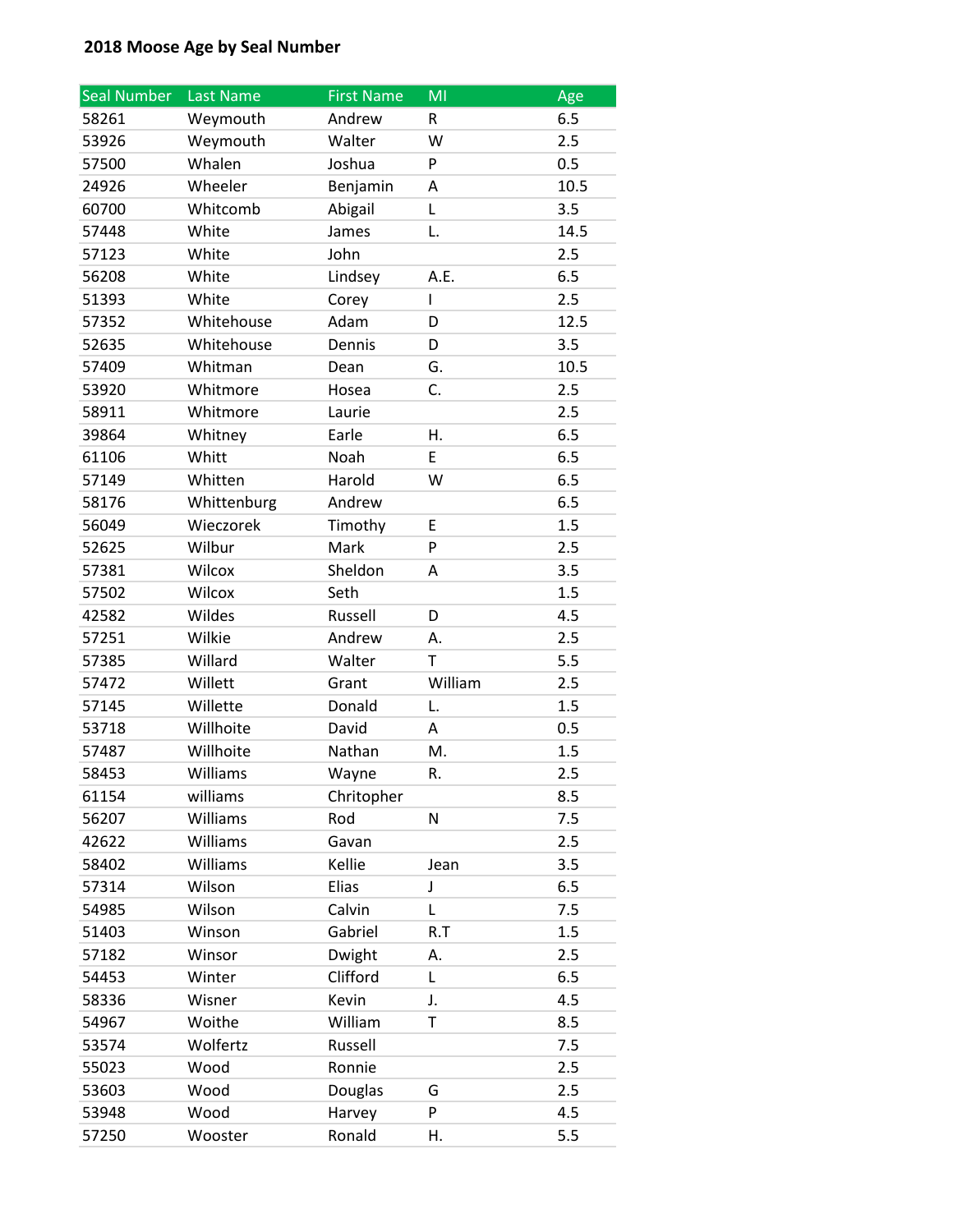**2018 Moose Age by Seal Number**

| Seal Number | Last Name | First Name | MI | Age |
|---|---|---|---|---|
| 58261 | Weymouth | Andrew | R | 6.5 |
| 53926 | Weymouth | Walter | W | 2.5 |
| 57500 | Whalen | Joshua | P | 0.5 |
| 24926 | Wheeler | Benjamin | A | 10.5 |
| 60700 | Whitcomb | Abigail | L | 3.5 |
| 57448 | White | James | L. | 14.5 |
| 57123 | White | John | | 2.5 |
| 56208 | White | Lindsey | A.E. | 6.5 |
| 51393 | White | Corey | I | 2.5 |
| 57352 | Whitehouse | Adam | D | 12.5 |
| 52635 | Whitehouse | Dennis | D | 3.5 |
| 57409 | Whitman | Dean | G. | 10.5 |
| 53920 | Whitmore | Hosea | C. | 2.5 |
| 58911 | Whitmore | Laurie | | 2.5 |
| 39864 | Whitney | Earle | H. | 6.5 |
| 61106 | Whitt | Noah | E | 6.5 |
| 57149 | Whitten | Harold | W | 6.5 |
| 58176 | Whittenburg | Andrew | | 6.5 |
| 56049 | Wieczorek | Timothy | E | 1.5 |
| 52625 | Wilbur | Mark | P | 2.5 |
| 57381 | Wilcox | Sheldon | A | 3.5 |
| 57502 | Wilcox | Seth | | 1.5 |
| 42582 | Wildes | Russell | D | 4.5 |
| 57251 | Wilkie | Andrew | A. | 2.5 |
| 57385 | Willard | Walter | T | 5.5 |
| 57472 | Willett | Grant | William | 2.5 |
| 57145 | Willette | Donald | L. | 1.5 |
| 53718 | Willhoite | David | A | 0.5 |
| 57487 | Willhoite | Nathan | M. | 1.5 |
| 58453 | Williams | Wayne | R. | 2.5 |
| 61154 | williams | Chritopher | | 8.5 |
| 56207 | Williams | Rod | N | 7.5 |
| 42622 | Williams | Gavan | | 2.5 |
| 58402 | Williams | Kellie | Jean | 3.5 |
| 57314 | Wilson | Elias | J | 6.5 |
| 54985 | Wilson | Calvin | L | 7.5 |
| 51403 | Winson | Gabriel | R.T | 1.5 |
| 57182 | Winsor | Dwight | A. | 2.5 |
| 54453 | Winter | Clifford | L | 6.5 |
| 58336 | Wisner | Kevin | J. | 4.5 |
| 54967 | Woithe | William | T | 8.5 |
| 53574 | Wolfertz | Russell | | 7.5 |
| 55023 | Wood | Ronnie | | 2.5 |
| 53603 | Wood | Douglas | G | 2.5 |
| 53948 | Wood | Harvey | P | 4.5 |
| 57250 | Wooster | Ronald | H. | 5.5 |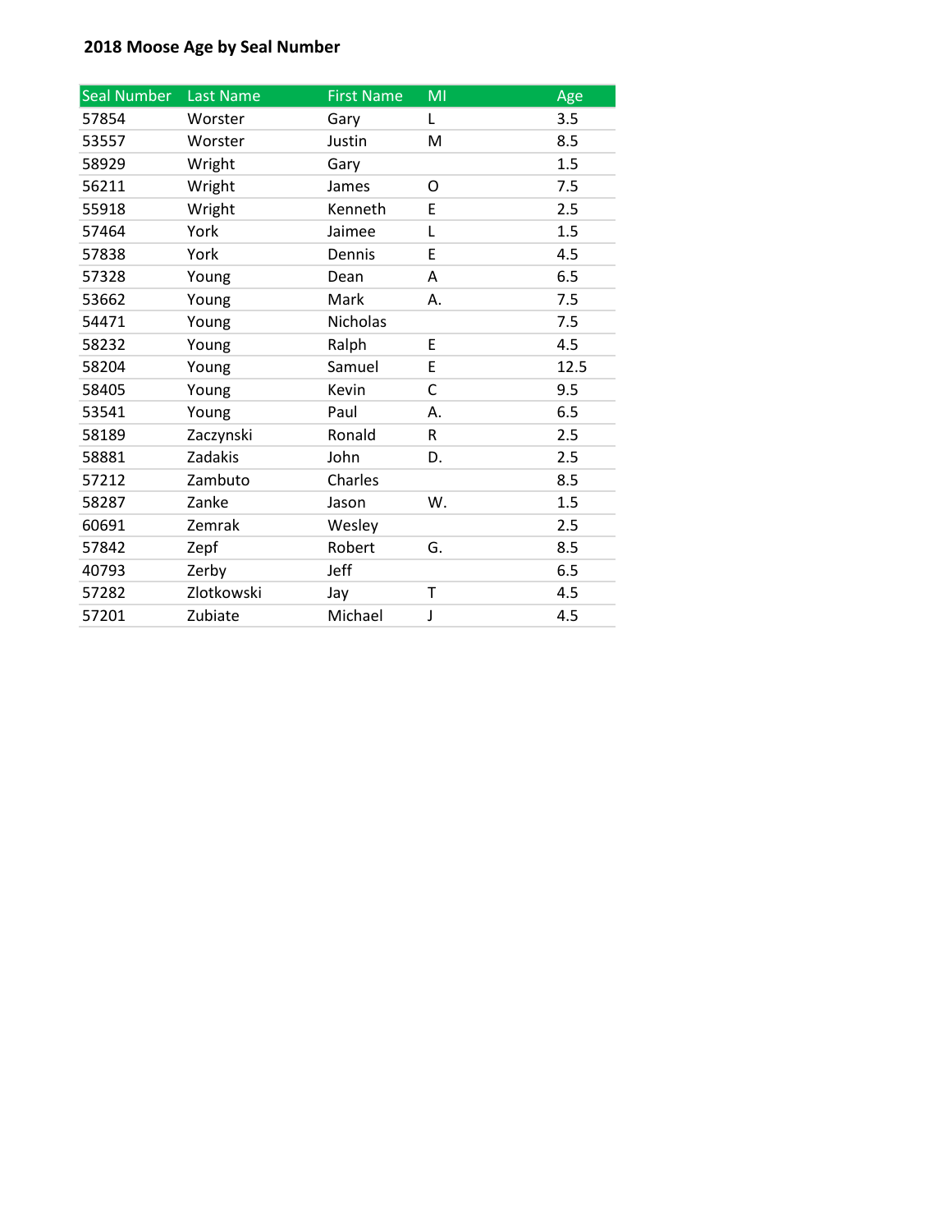**2018 Moose Age by Seal Number**

| Seal Number | Last Name | First Name | MI | Age |
|---|---|---|---|---|
| 57854 | Worster | Gary | L | 3.5 |
| 53557 | Worster | Justin | M | 8.5 |
| 58929 | Wright | Gary | | 1.5 |
| 56211 | Wright | James | O | 7.5 |
| 55918 | Wright | Kenneth | E | 2.5 |
| 57464 | York | Jaimee | L | 1.5 |
| 57838 | York | Dennis | E | 4.5 |
| 57328 | Young | Dean | A | 6.5 |
| 53662 | Young | Mark | A. | 7.5 |
| 54471 | Young | Nicholas | | 7.5 |
| 58232 | Young | Ralph | E | 4.5 |
| 58204 | Young | Samuel | E | 12.5 |
| 58405 | Young | Kevin | C | 9.5 |
| 53541 | Young | Paul | A. | 6.5 |
| 58189 | Zaczynski | Ronald | R | 2.5 |
| 58881 | Zadakis | John | D. | 2.5 |
| 57212 | Zambuto | Charles | | 8.5 |
| 58287 | Zanke | Jason | W. | 1.5 |
| 60691 | Zemrak | Wesley | | 2.5 |
| 57842 | Zepf | Robert | G. | 8.5 |
| 40793 | Zerby | Jeff | | 6.5 |
| 57282 | Zlotkowski | Jay | T | 4.5 |
| 57201 | Zubiate | Michael | J | 4.5 |